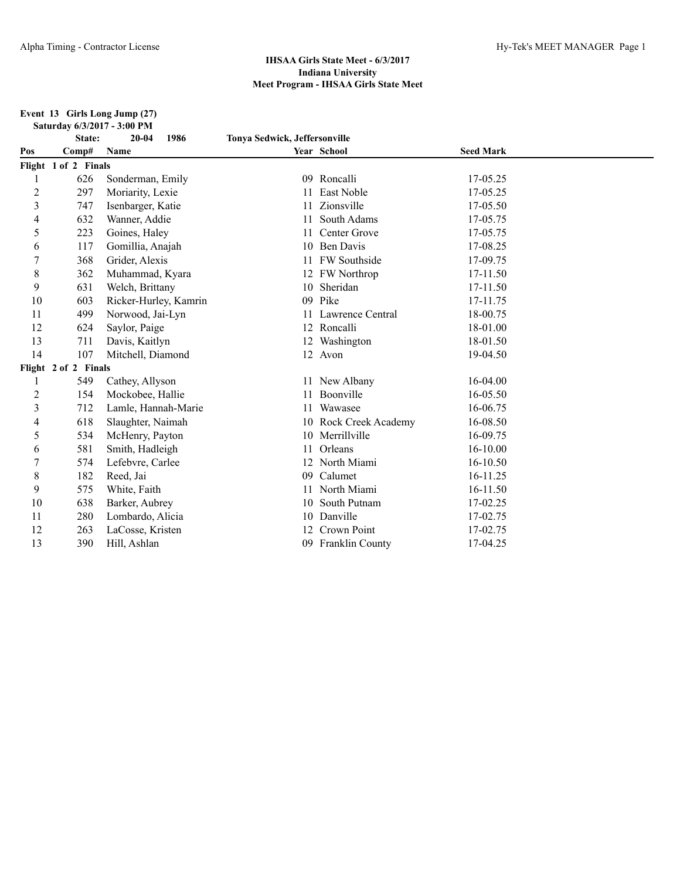**IHSAA Girls State Meet - 6/3/2017**
**Indiana University**
**Meet Program - IHSAA Girls State Meet**

**Event 13 Girls Long Jump (27)**
**Saturday 6/3/2017 - 3:00 PM**

| Pos | Comp# | Name | Year | School | Seed Mark |
|---|---|---|---|---|---|
| | State: | 20-04 1986 | | Tonya Sedwick, Jeffersonville | |
| **Flight 1 of 2 Finals** | | | | | |
| 1 | 626 | Sonderman, Emily | 09 | Roncalli | 17-05.25 |
| 2 | 297 | Moriarity, Lexie | 11 | East Noble | 17-05.25 |
| 3 | 747 | Isenbarger, Katie | 11 | Zionsville | 17-05.50 |
| 4 | 632 | Wanner, Addie | 11 | South Adams | 17-05.75 |
| 5 | 223 | Goines, Haley | 11 | Center Grove | 17-05.75 |
| 6 | 117 | Gomillia, Anajah | 10 | Ben Davis | 17-08.25 |
| 7 | 368 | Grider, Alexis | 11 | FW Southside | 17-09.75 |
| 8 | 362 | Muhammad, Kyara | 12 | FW Northrop | 17-11.50 |
| 9 | 631 | Welch, Brittany | 10 | Sheridan | 17-11.50 |
| 10 | 603 | Ricker-Hurley, Kamrin | 09 | Pike | 17-11.75 |
| 11 | 499 | Norwood, Jai-Lyn | 11 | Lawrence Central | 18-00.75 |
| 12 | 624 | Saylor, Paige | 12 | Roncalli | 18-01.00 |
| 13 | 711 | Davis, Kaitlyn | 12 | Washington | 18-01.50 |
| 14 | 107 | Mitchell, Diamond | 12 | Avon | 19-04.50 |
| **Flight 2 of 2 Finals** | | | | | |
| 1 | 549 | Cathey, Allyson | 11 | New Albany | 16-04.00 |
| 2 | 154 | Mockobee, Hallie | 11 | Boonville | 16-05.50 |
| 3 | 712 | Lamle, Hannah-Marie | 11 | Wawasee | 16-06.75 |
| 4 | 618 | Slaughter, Naimah | 10 | Rock Creek Academy | 16-08.50 |
| 5 | 534 | McHenry, Payton | 10 | Merrillville | 16-09.75 |
| 6 | 581 | Smith, Hadleigh | 11 | Orleans | 16-10.00 |
| 7 | 574 | Lefebvre, Carlee | 12 | North Miami | 16-10.50 |
| 8 | 182 | Reed, Jai | 09 | Calumet | 16-11.25 |
| 9 | 575 | White, Faith | 11 | North Miami | 16-11.50 |
| 10 | 638 | Barker, Aubrey | 10 | South Putnam | 17-02.25 |
| 11 | 280 | Lombardo, Alicia | 10 | Danville | 17-02.75 |
| 12 | 263 | LaCosse, Kristen | 12 | Crown Point | 17-02.75 |
| 13 | 390 | Hill, Ashlan | 09 | Franklin County | 17-04.25 |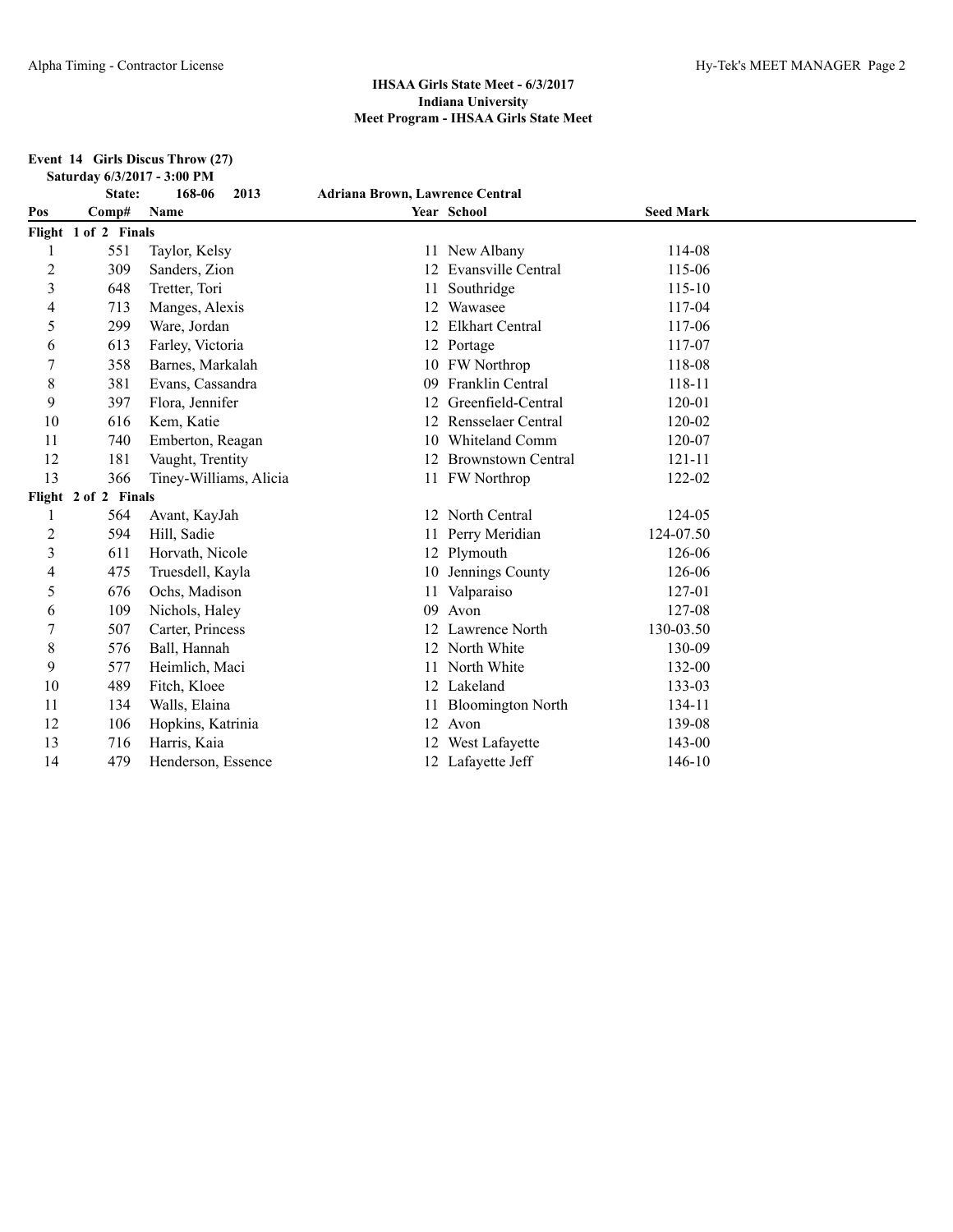**IHSAA Girls State Meet - 6/3/2017**
**Indiana University**
**Meet Program - IHSAA Girls State Meet**

**Event 14 Girls Discus Throw (27)**
**Saturday 6/3/2017 - 3:00 PM**

| | State: | 168-06 2013 | Adriana Brown, Lawrence Central | |
|---|---|---|---|---|
| **Pos** | **Comp#** | **Name** | **Year School** | **Seed Mark** |
| **Flight 1 of 2 Finals** | | | | |
| 1 | 551 | Taylor, Kelsy | 11 New Albany | 114-08 |
| 2 | 309 | Sanders, Zion | 12 Evansville Central | 115-06 |
| 3 | 648 | Tretter, Tori | 11 Southridge | 115-10 |
| 4 | 713 | Manges, Alexis | 12 Wawasee | 117-04 |
| 5 | 299 | Ware, Jordan | 12 Elkhart Central | 117-06 |
| 6 | 613 | Farley, Victoria | 12 Portage | 117-07 |
| 7 | 358 | Barnes, Markalah | 10 FW Northrop | 118-08 |
| 8 | 381 | Evans, Cassandra | 09 Franklin Central | 118-11 |
| 9 | 397 | Flora, Jennifer | 12 Greenfield-Central | 120-01 |
| 10 | 616 | Kem, Katie | 12 Rensselaer Central | 120-02 |
| 11 | 740 | Emberton, Reagan | 10 Whiteland Comm | 120-07 |
| 12 | 181 | Vaught, Trentity | 12 Brownstown Central | 121-11 |
| 13 | 366 | Tiney-Williams, Alicia | 11 FW Northrop | 122-02 |
| **Flight 2 of 2 Finals** | | | | |
| 1 | 564 | Avant, KayJah | 12 North Central | 124-05 |
| 2 | 594 | Hill, Sadie | 11 Perry Meridian | 124-07.50 |
| 3 | 611 | Horvath, Nicole | 12 Plymouth | 126-06 |
| 4 | 475 | Truesdell, Kayla | 10 Jennings County | 126-06 |
| 5 | 676 | Ochs, Madison | 11 Valparaiso | 127-01 |
| 6 | 109 | Nichols, Haley | 09 Avon | 127-08 |
| 7 | 507 | Carter, Princess | 12 Lawrence North | 130-03.50 |
| 8 | 576 | Ball, Hannah | 12 North White | 130-09 |
| 9 | 577 | Heimlich, Maci | 11 North White | 132-00 |
| 10 | 489 | Fitch, Kloee | 12 Lakeland | 133-03 |
| 11 | 134 | Walls, Elaina | 11 Bloomington North | 134-11 |
| 12 | 106 | Hopkins, Katrinia | 12 Avon | 139-08 |
| 13 | 716 | Harris, Kaia | 12 West Lafayette | 143-00 |
| 14 | 479 | Henderson, Essence | 12 Lafayette Jeff | 146-10 |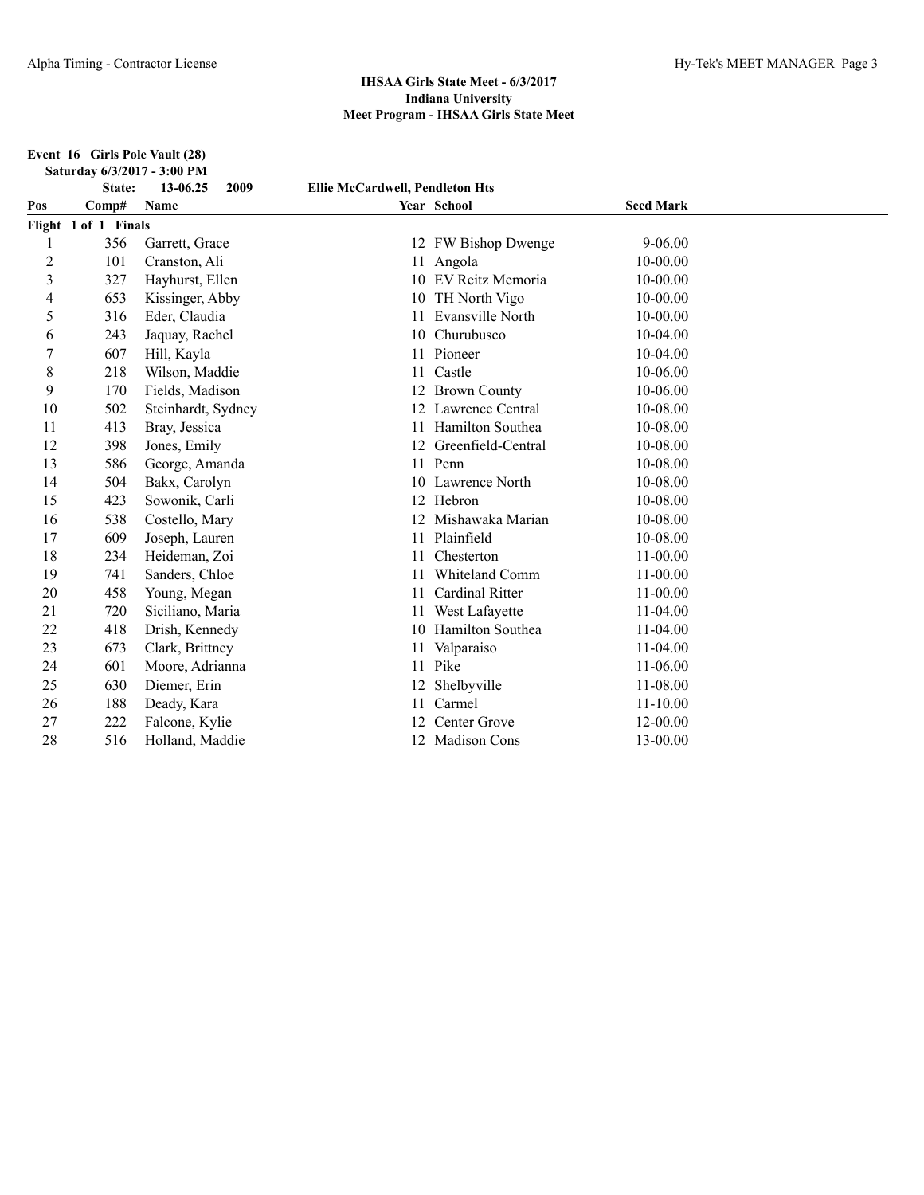**IHSAA Girls State Meet - 6/3/2017**
**Indiana University**
**Meet Program - IHSAA Girls State Meet**

**Event 16 Girls Pole Vault (28)**
**Saturday 6/3/2017 - 3:00 PM**

**State: 13-06.25 2009 Ellie McCardwell, Pendleton Hts**

| Pos | Comp# | Name | Year | School | Seed Mark |
|---|---|---|---|---|---|
| **Flight 1 of 1 Finals** | | | | | |
| 1 | 356 | Garrett, Grace | 12 | FW Bishop Dwenge | 9-06.00 |
| 2 | 101 | Cranston, Ali | 11 | Angola | 10-00.00 |
| 3 | 327 | Hayhurst, Ellen | 10 | EV Reitz Memoria | 10-00.00 |
| 4 | 653 | Kissinger, Abby | 10 | TH North Vigo | 10-00.00 |
| 5 | 316 | Eder, Claudia | 11 | Evansville North | 10-00.00 |
| 6 | 243 | Jaquay, Rachel | 10 | Churubusco | 10-04.00 |
| 7 | 607 | Hill, Kayla | 11 | Pioneer | 10-04.00 |
| 8 | 218 | Wilson, Maddie | 11 | Castle | 10-06.00 |
| 9 | 170 | Fields, Madison | 12 | Brown County | 10-06.00 |
| 10 | 502 | Steinhardt, Sydney | 12 | Lawrence Central | 10-08.00 |
| 11 | 413 | Bray, Jessica | 11 | Hamilton Southea | 10-08.00 |
| 12 | 398 | Jones, Emily | 12 | Greenfield-Central | 10-08.00 |
| 13 | 586 | George, Amanda | 11 | Penn | 10-08.00 |
| 14 | 504 | Bakx, Carolyn | 10 | Lawrence North | 10-08.00 |
| 15 | 423 | Sowonik, Carli | 12 | Hebron | 10-08.00 |
| 16 | 538 | Costello, Mary | 12 | Mishawaka Marian | 10-08.00 |
| 17 | 609 | Joseph, Lauren | 11 | Plainfield | 10-08.00 |
| 18 | 234 | Heideman, Zoi | 11 | Chesterton | 11-00.00 |
| 19 | 741 | Sanders, Chloe | 11 | Whiteland Comm | 11-00.00 |
| 20 | 458 | Young, Megan | 11 | Cardinal Ritter | 11-00.00 |
| 21 | 720 | Siciliano, Maria | 11 | West Lafayette | 11-04.00 |
| 22 | 418 | Drish, Kennedy | 10 | Hamilton Southea | 11-04.00 |
| 23 | 673 | Clark, Brittney | 11 | Valparaiso | 11-04.00 |
| 24 | 601 | Moore, Adrianna | 11 | Pike | 11-06.00 |
| 25 | 630 | Diemer, Erin | 12 | Shelbyville | 11-08.00 |
| 26 | 188 | Deady, Kara | 11 | Carmel | 11-10.00 |
| 27 | 222 | Falcone, Kylie | 12 | Center Grove | 12-00.00 |
| 28 | 516 | Holland, Maddie | 12 | Madison Cons | 13-00.00 |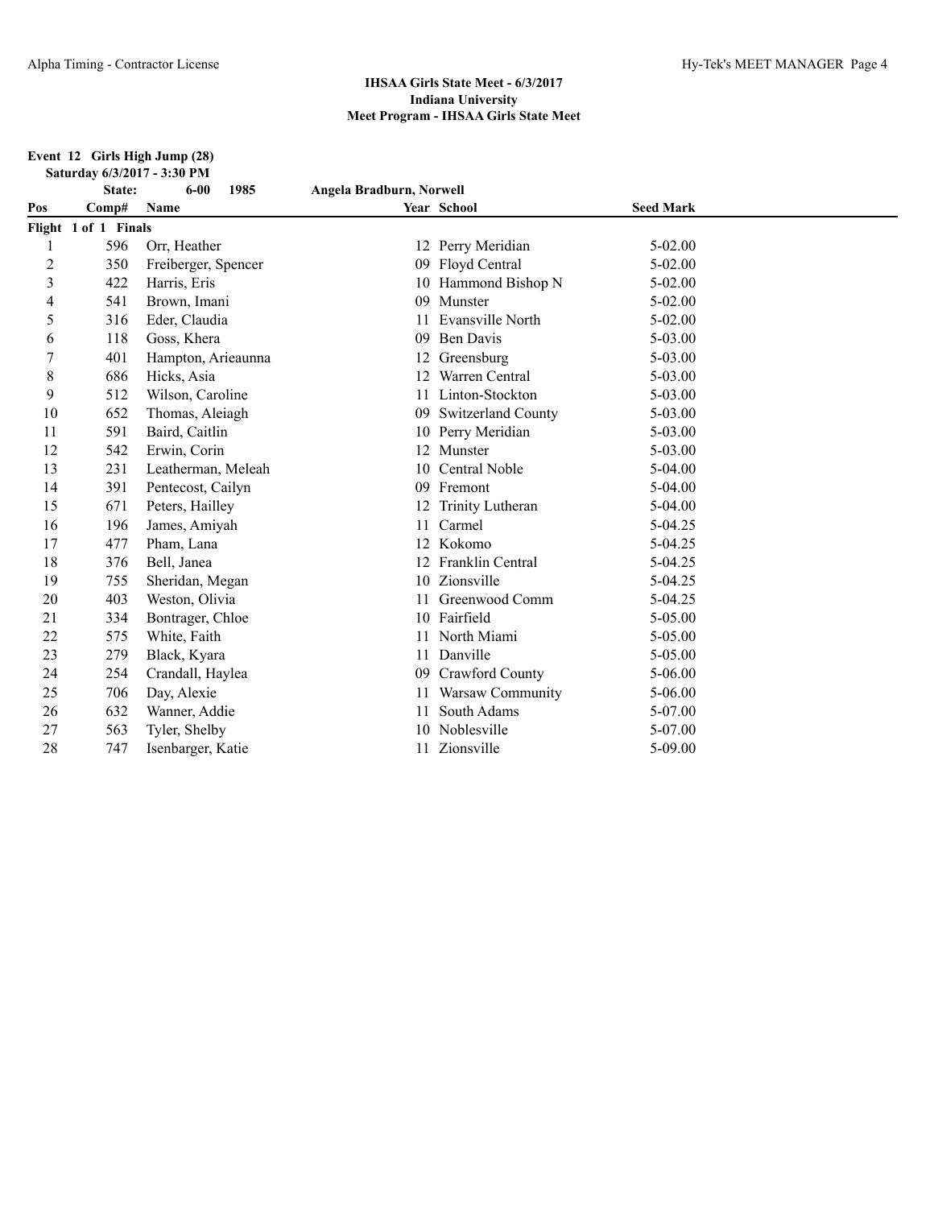**IHSAA Girls State Meet - 6/3/2017**
**Indiana University**
**Meet Program - IHSAA Girls State Meet**

### Event 12 Girls High Jump (28)

**Saturday 6/3/2017 - 3:30 PM**

**State: 6-00 1985 Angela Bradburn, Norwell**

**Flight 1 of 1 Finals**

| Pos | Comp# | Name | Year | School | Seed Mark |
|---|---|---|---|---|---|
| 1 | 596 | Orr, Heather | 12 | Perry Meridian | 5-02.00 |
| 2 | 350 | Freiberger, Spencer | 09 | Floyd Central | 5-02.00 |
| 3 | 422 | Harris, Eris | 10 | Hammond Bishop N | 5-02.00 |
| 4 | 541 | Brown, Imani | 09 | Munster | 5-02.00 |
| 5 | 316 | Eder, Claudia | 11 | Evansville North | 5-02.00 |
| 6 | 118 | Goss, Khera | 09 | Ben Davis | 5-03.00 |
| 7 | 401 | Hampton, Arieaunna | 12 | Greensburg | 5-03.00 |
| 8 | 686 | Hicks, Asia | 12 | Warren Central | 5-03.00 |
| 9 | 512 | Wilson, Caroline | 11 | Linton-Stockton | 5-03.00 |
| 10 | 652 | Thomas, Aleiagh | 09 | Switzerland County | 5-03.00 |
| 11 | 591 | Baird, Caitlin | 10 | Perry Meridian | 5-03.00 |
| 12 | 542 | Erwin, Corin | 12 | Munster | 5-03.00 |
| 13 | 231 | Leatherman, Meleah | 10 | Central Noble | 5-04.00 |
| 14 | 391 | Pentecost, Cailyn | 09 | Fremont | 5-04.00 |
| 15 | 671 | Peters, Hailley | 12 | Trinity Lutheran | 5-04.00 |
| 16 | 196 | James, Amiyah | 11 | Carmel | 5-04.25 |
| 17 | 477 | Pham, Lana | 12 | Kokomo | 5-04.25 |
| 18 | 376 | Bell, Janea | 12 | Franklin Central | 5-04.25 |
| 19 | 755 | Sheridan, Megan | 10 | Zionsville | 5-04.25 |
| 20 | 403 | Weston, Olivia | 11 | Greenwood Comm | 5-04.25 |
| 21 | 334 | Bontrager, Chloe | 10 | Fairfield | 5-05.00 |
| 22 | 575 | White, Faith | 11 | North Miami | 5-05.00 |
| 23 | 279 | Black, Kyara | 11 | Danville | 5-05.00 |
| 24 | 254 | Crandall, Haylea | 09 | Crawford County | 5-06.00 |
| 25 | 706 | Day, Alexie | 11 | Warsaw Community | 5-06.00 |
| 26 | 632 | Wanner, Addie | 11 | South Adams | 5-07.00 |
| 27 | 563 | Tyler, Shelby | 10 | Noblesville | 5-07.00 |
| 28 | 747 | Isenbarger, Katie | 11 | Zionsville | 5-09.00 |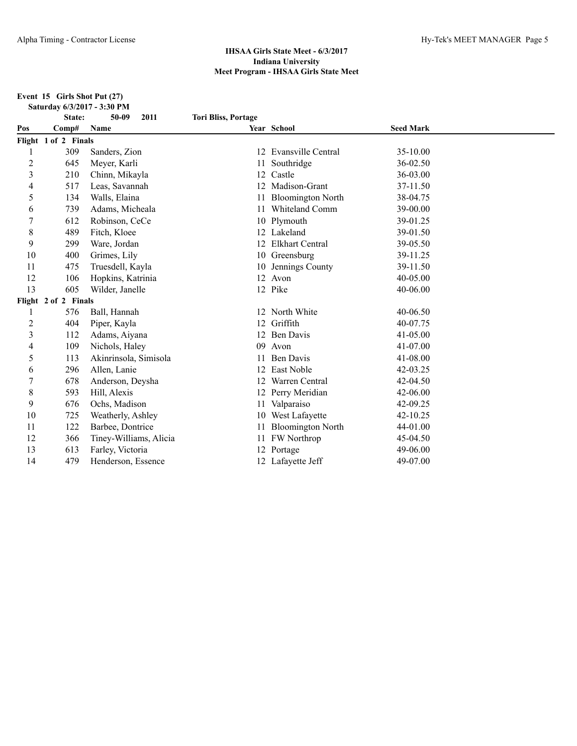## IHSAA Girls State Meet - 6/3/2017
## Indiana University
## Meet Program - IHSAA Girls State Meet

**Event 15 Girls Shot Put (27)**

**Saturday 6/3/2017 - 3:30 PM**

**State: 50-09 2011 Tori Bliss, Portage**

| Pos | Comp# | Name | Year | School | Seed Mark |
|---|---|---|---|---|---|
| **Flight 1 of 2 Finals** | | | | | |
| 1 | 309 | Sanders, Zion | 12 | Evansville Central | 35-10.00 |
| 2 | 645 | Meyer, Karli | 11 | Southridge | 36-02.50 |
| 3 | 210 | Chinn, Mikayla | 12 | Castle | 36-03.00 |
| 4 | 517 | Leas, Savannah | 12 | Madison-Grant | 37-11.50 |
| 5 | 134 | Walls, Elaina | 11 | Bloomington North | 38-04.75 |
| 6 | 739 | Adams, Micheala | 11 | Whiteland Comm | 39-00.00 |
| 7 | 612 | Robinson, CeCe | 10 | Plymouth | 39-01.25 |
| 8 | 489 | Fitch, Kloee | 12 | Lakeland | 39-01.50 |
| 9 | 299 | Ware, Jordan | 12 | Elkhart Central | 39-05.50 |
| 10 | 400 | Grimes, Lily | 10 | Greensburg | 39-11.25 |
| 11 | 475 | Truesdell, Kayla | 10 | Jennings County | 39-11.50 |
| 12 | 106 | Hopkins, Katrinia | 12 | Avon | 40-05.00 |
| 13 | 605 | Wilder, Janelle | 12 | Pike | 40-06.00 |
| **Flight 2 of 2 Finals** | | | | | |
| 1 | 576 | Ball, Hannah | 12 | North White | 40-06.50 |
| 2 | 404 | Piper, Kayla | 12 | Griffith | 40-07.75 |
| 3 | 112 | Adams, Aiyana | 12 | Ben Davis | 41-05.00 |
| 4 | 109 | Nichols, Haley | 09 | Avon | 41-07.00 |
| 5 | 113 | Akinrinsola, Simisola | 11 | Ben Davis | 41-08.00 |
| 6 | 296 | Allen, Lanie | 12 | East Noble | 42-03.25 |
| 7 | 678 | Anderson, Deysha | 12 | Warren Central | 42-04.50 |
| 8 | 593 | Hill, Alexis | 12 | Perry Meridian | 42-06.00 |
| 9 | 676 | Ochs, Madison | 11 | Valparaiso | 42-09.25 |
| 10 | 725 | Weatherly, Ashley | 10 | West Lafayette | 42-10.25 |
| 11 | 122 | Barbee, Dontrice | 11 | Bloomington North | 44-01.00 |
| 12 | 366 | Tiney-Williams, Alicia | 11 | FW Northrop | 45-04.50 |
| 13 | 613 | Farley, Victoria | 12 | Portage | 49-06.00 |
| 14 | 479 | Henderson, Essence | 12 | Lafayette Jeff | 49-07.00 |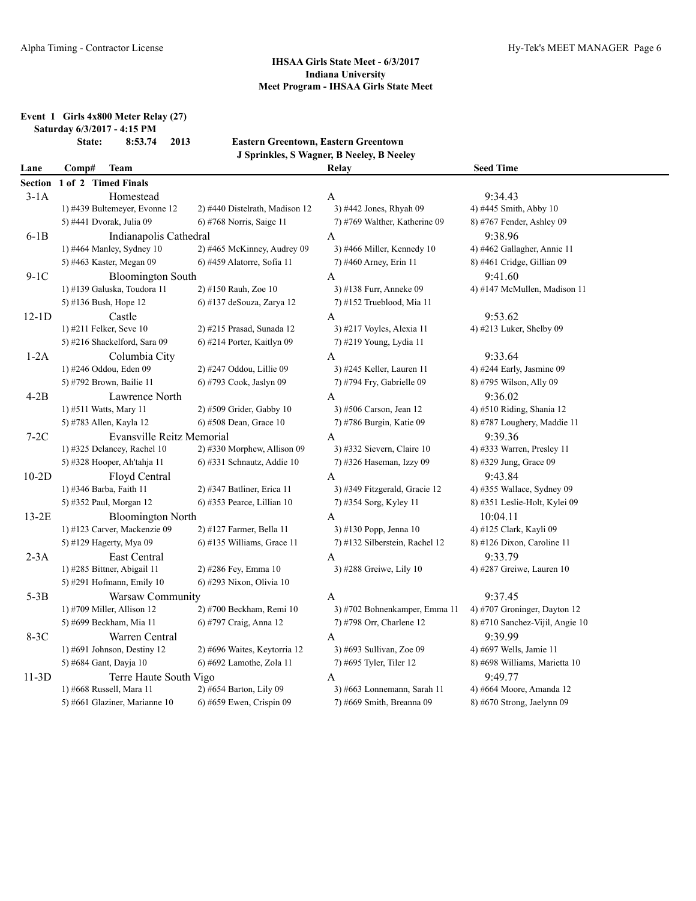**IHSAA Girls State Meet - 6/3/2017**
**Indiana University**
**Meet Program - IHSAA Girls State Meet**

**Event 1 Girls 4x800 Meter Relay (27)**
**Saturday 6/3/2017 - 4:15 PM**

**State: 8:53.74 2013 Eastern Greentown, Eastern Greentown**
**J Sprinkles, S Wagner, B Neeley, B Neeley**

| Lane | Comp# Team | | Relay | Seed Time |
|---|---|---|---|---|
| **Section 1 of 2 Timed Finals** | | | | |
| 3-1A | Homestead | | A | 9:34.43 |
| | 1) #439 Bultemeyer, Evonne 12 | 2) #440 Distelrath, Madison 12 | 3) #442 Jones, Rhyah 09 | 4) #445 Smith, Abby 10 |
| | 5) #441 Dvorak, Julia 09 | 6) #768 Norris, Saige 11 | 7) #769 Walther, Katherine 09 | 8) #767 Fender, Ashley 09 |
| 6-1B | Indianapolis Cathedral | | A | 9:38.96 |
| | 1) #464 Manley, Sydney 10 | 2) #465 McKinney, Audrey 09 | 3) #466 Miller, Kennedy 10 | 4) #462 Gallagher, Annie 11 |
| | 5) #463 Kaster, Megan 09 | 6) #459 Alatorre, Sofia 11 | 7) #460 Arney, Erin 11 | 8) #461 Cridge, Gillian 09 |
| 9-1C | Bloomington South | | A | 9:41.60 |
| | 1) #139 Galuska, Toudora 11 | 2) #150 Rauh, Zoe 10 | 3) #138 Furr, Anneke 09 | 4) #147 McMullen, Madison 11 |
| | 5) #136 Bush, Hope 12 | 6) #137 deSouza, Zarya 12 | 7) #152 Trueblood, Mia 11 | |
| 12-1D | Castle | | A | 9:53.62 |
| | 1) #211 Felker, Seve 10 | 2) #215 Prasad, Sunada 12 | 3) #217 Voyles, Alexia 11 | 4) #213 Luker, Shelby 09 |
| | 5) #216 Shackelford, Sara 09 | 6) #214 Porter, Kaitlyn 09 | 7) #219 Young, Lydia 11 | |
| 1-2A | Columbia City | | A | 9:33.64 |
| | 1) #246 Oddou, Eden 09 | 2) #247 Oddou, Lillie 09 | 3) #245 Keller, Lauren 11 | 4) #244 Early, Jasmine 09 |
| | 5) #792 Brown, Bailie 11 | 6) #793 Cook, Jaslyn 09 | 7) #794 Fry, Gabrielle 09 | 8) #795 Wilson, Ally 09 |
| 4-2B | Lawrence North | | A | 9:36.02 |
| | 1) #511 Watts, Mary 11 | 2) #509 Grider, Gabby 10 | 3) #506 Carson, Jean 12 | 4) #510 Riding, Shania 12 |
| | 5) #783 Allen, Kayla 12 | 6) #508 Dean, Grace 10 | 7) #786 Burgin, Katie 09 | 8) #787 Loughery, Maddie 11 |
| 7-2C | Evansville Reitz Memorial | | A | 9:39.36 |
| | 1) #325 Delancey, Rachel 10 | 2) #330 Morphew, Allison 09 | 3) #332 Sievern, Claire 10 | 4) #333 Warren, Presley 11 |
| | 5) #328 Hooper, Ah'tahja 11 | 6) #331 Schnautz, Addie 10 | 7) #326 Haseman, Izzy 09 | 8) #329 Jung, Grace 09 |
| 10-2D | Floyd Central | | A | 9:43.84 |
| | 1) #346 Barba, Faith 11 | 2) #347 Batliner, Erica 11 | 3) #349 Fitzgerald, Gracie 12 | 4) #355 Wallace, Sydney 09 |
| | 5) #352 Paul, Morgan 12 | 6) #353 Pearce, Lillian 10 | 7) #354 Sorg, Kyley 11 | 8) #351 Leslie-Holt, Kylei 09 |
| 13-2E | Bloomington North | | A | 10:04.11 |
| | 1) #123 Carver, Mackenzie 09 | 2) #127 Farmer, Bella 11 | 3) #130 Popp, Jenna 10 | 4) #125 Clark, Kayli 09 |
| | 5) #129 Hagerty, Mya 09 | 6) #135 Williams, Grace 11 | 7) #132 Silberstein, Rachel 12 | 8) #126 Dixon, Caroline 11 |
| 2-3A | East Central | | A | 9:33.79 |
| | 1) #285 Bittner, Abigail 11 | 2) #286 Fey, Emma 10 | 3) #288 Greiwe, Lily 10 | 4) #287 Greiwe, Lauren 10 |
| | 5) #291 Hofmann, Emily 10 | 6) #293 Nixon, Olivia 10 | | |
| 5-3B | Warsaw Community | | A | 9:37.45 |
| | 1) #709 Miller, Allison 12 | 2) #700 Beckham, Remi 10 | 3) #702 Bohnenkamper, Emma 11 | 4) #707 Groninger, Dayton 12 |
| | 5) #699 Beckham, Mia 11 | 6) #797 Craig, Anna 12 | 7) #798 Orr, Charlene 12 | 8) #710 Sanchez-Vijil, Angie 10 |
| 8-3C | Warren Central | | A | 9:39.99 |
| | 1) #691 Johnson, Destiny 12 | 2) #696 Waites, Keytorria 12 | 3) #693 Sullivan, Zoe 09 | 4) #697 Wells, Jamie 11 |
| | 5) #684 Gant, Dayja 10 | 6) #692 Lamothe, Zola 11 | 7) #695 Tyler, Tiler 12 | 8) #698 Williams, Marietta 10 |
| 11-3D | Terre Haute South Vigo | | A | 9:49.77 |
| | 1) #668 Russell, Mara 11 | 2) #654 Barton, Lily 09 | 3) #663 Lonnemann, Sarah 11 | 4) #664 Moore, Amanda 12 |
| | 5) #661 Glaziner, Marianne 10 | 6) #659 Ewen, Crispin 09 | 7) #669 Smith, Breanna 09 | 8) #670 Strong, Jaelynn 09 |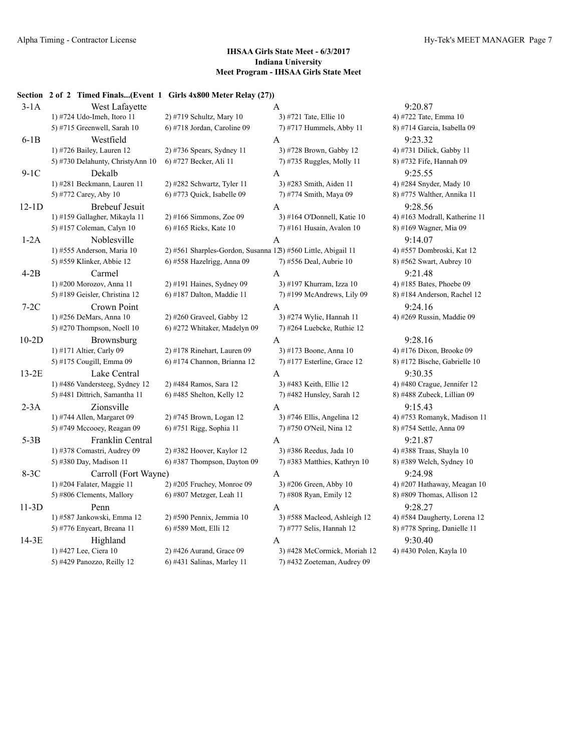### IHSAA Girls State Meet - 6/3/2017
### Indiana University
### Meet Program - IHSAA Girls State Meet

**Section 2 of 2 Timed Finals...(Event 1 Girls 4x800 Meter Relay (27))**

| Lane | Team | | Relay | Seed Time |
|---|---|---|---|---|
| 3-1A | West Lafayette | | A | 9:20.87 |
| 1) #724 Udo-Imeh, Itoro 11 | 2) #719 Schultz, Mary 10 | 3) #721 Tate, Ellie 10 | 4) #722 Tate, Emma 10 | |
| 5) #715 Greenwell, Sarah 10 | 6) #718 Jordan, Caroline 09 | 7) #717 Hummels, Abby 11 | 8) #714 Garcia, Isabella 09 | |
| 6-1B | Westfield | | A | 9:23.32 |
| 1) #726 Bailey, Lauren 12 | 2) #736 Spears, Sydney 11 | 3) #728 Brown, Gabby 12 | 4) #731 Dilick, Gabby 11 | |
| 5) #730 Delahunty, ChristyAnn 10 | 6) #727 Becker, Ali 11 | 7) #735 Ruggles, Molly 11 | 8) #732 Fife, Hannah 09 | |
| 9-1C | Dekalb | | A | 9:25.55 |
| 1) #281 Beckmann, Lauren 11 | 2) #282 Schwartz, Tyler 11 | 3) #283 Smith, Aiden 11 | 4) #284 Snyder, Mady 10 | |
| 5) #772 Carey, Aby 10 | 6) #773 Quick, Isabelle 09 | 7) #774 Smith, Maya 09 | 8) #775 Walther, Annika 11 | |
| 12-1D | Brebeuf Jesuit | | A | 9:28.56 |
| 1) #159 Gallagher, Mikayla 11 | 2) #166 Simmons, Zoe 09 | 3) #164 O'Donnell, Katie 10 | 4) #163 Modrall, Katherine 11 | |
| 5) #157 Coleman, Calyn 10 | 6) #165 Ricks, Kate 10 | 7) #161 Husain, Avalon 10 | 8) #169 Wagner, Mia 09 | |
| 1-2A | Noblesville | | A | 9:14.07 |
| 1) #555 Anderson, Maria 10 | 2) #561 Sharples-Gordon, Susanna 12 | 3) #560 Little, Abigail 11 | 4) #557 Dombroski, Kat 12 | |
| 5) #559 Klinker, Abbie 12 | 6) #558 Hazelrigg, Anna 09 | 7) #556 Deal, Aubrie 10 | 8) #562 Swart, Aubrey 10 | |
| 4-2B | Carmel | | A | 9:21.48 |
| 1) #200 Morozov, Anna 11 | 2) #191 Haines, Sydney 09 | 3) #197 Khurram, Izza 10 | 4) #185 Bates, Phoebe 09 | |
| 5) #189 Geisler, Christina 12 | 6) #187 Dalton, Maddie 11 | 7) #199 McAndrews, Lily 09 | 8) #184 Anderson, Rachel 12 | |
| 7-2C | Crown Point | | A | 9:24.16 |
| 1) #256 DeMars, Anna 10 | 2) #260 Graveel, Gabby 12 | 3) #274 Wylie, Hannah 11 | 4) #269 Russin, Maddie 09 | |
| 5) #270 Thompson, Noell 10 | 6) #272 Whitaker, Madelyn 09 | 7) #264 Luebcke, Ruthie 12 | | |
| 10-2D | Brownsburg | | A | 9:28.16 |
| 1) #171 Altier, Carly 09 | 2) #178 Rinehart, Lauren 09 | 3) #173 Boone, Anna 10 | 4) #176 Dixon, Brooke 09 | |
| 5) #175 Cougill, Emma 09 | 6) #174 Channon, Brianna 12 | 7) #177 Esterline, Grace 12 | 8) #172 Bische, Gabrielle 10 | |
| 13-2E | Lake Central | | A | 9:30.35 |
| 1) #486 Vandersteeg, Sydney 12 | 2) #484 Ramos, Sara 12 | 3) #483 Keith, Ellie 12 | 4) #480 Crague, Jennifer 12 | |
| 5) #481 Dittrich, Samantha 11 | 6) #485 Shelton, Kelly 12 | 7) #482 Hunsley, Sarah 12 | 8) #488 Zubeck, Lillian 09 | |
| 2-3A | Zionsville | | A | 9:15.43 |
| 1) #744 Allen, Margaret 09 | 2) #745 Brown, Logan 12 | 3) #746 Ellis, Angelina 12 | 4) #753 Romanyk, Madison 11 | |
| 5) #749 Mccooey, Reagan 09 | 6) #751 Rigg, Sophia 11 | 7) #750 O'Neil, Nina 12 | 8) #754 Settle, Anna 09 | |
| 5-3B | Franklin Central | | A | 9:21.87 |
| 1) #378 Comastri, Audrey 09 | 2) #382 Hoover, Kaylor 12 | 3) #386 Reedus, Jada 10 | 4) #388 Traas, Shayla 10 | |
| 5) #380 Day, Madison 11 | 6) #387 Thompson, Dayton 09 | 7) #383 Matthies, Kathryn 10 | 8) #389 Welch, Sydney 10 | |
| 8-3C | Carroll (Fort Wayne) | | A | 9:24.98 |
| 1) #204 Falater, Maggie 11 | 2) #205 Fruchey, Monroe 09 | 3) #206 Green, Abby 10 | 4) #207 Hathaway, Meagan 10 | |
| 5) #806 Clements, Mallory | 6) #807 Metzger, Leah 11 | 7) #808 Ryan, Emily 12 | 8) #809 Thomas, Allison 12 | |
| 11-3D | Penn | | A | 9:28.27 |
| 1) #587 Jankowski, Emma 12 | 2) #590 Pennix, Jemmia 10 | 3) #588 Macleod, Ashleigh 12 | 4) #584 Daugherty, Lorena 12 | |
| 5) #776 Enyeart, Breana 11 | 6) #589 Mott, Elli 12 | 7) #777 Selis, Hannah 12 | 8) #778 Spring, Danielle 11 | |
| 14-3E | Highland | | A | 9:30.40 |
| 1) #427 Lee, Ciera 10 | 2) #426 Aurand, Grace 09 | 3) #428 McCormick, Moriah 12 | 4) #430 Polen, Kayla 10 | |
| 5) #429 Panozzo, Reilly 12 | 6) #431 Salinas, Marley 11 | 7) #432 Zoeteman, Audrey 09 | | |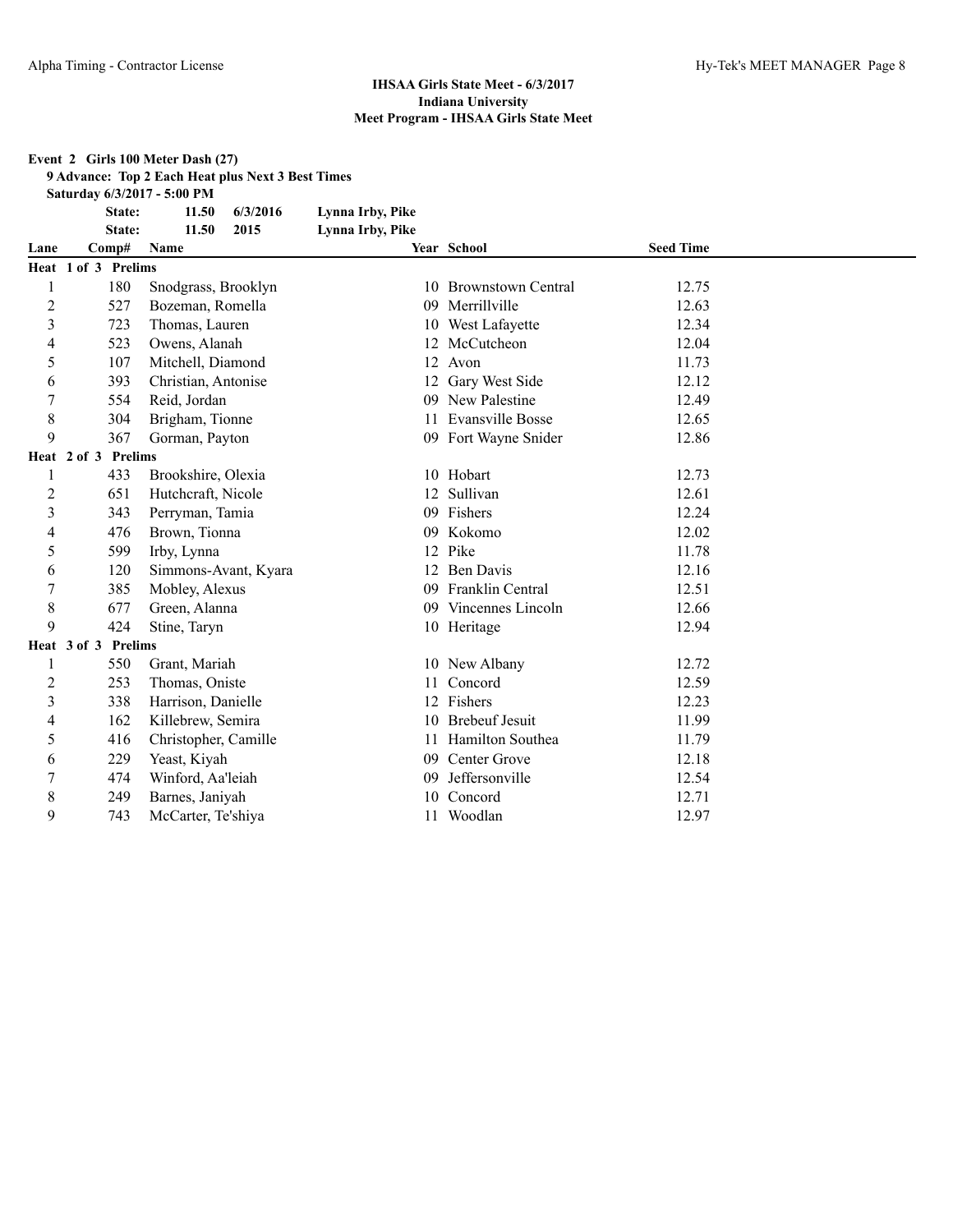**IHSAA Girls State Meet - 6/3/2017**
**Indiana University**
**Meet Program - IHSAA Girls State Meet**

**Event 2 Girls 100 Meter Dash (27)**

**9 Advance: Top 2 Each Heat plus Next 3 Best Times**

**Saturday 6/3/2017 - 5:00 PM**

| | | | | |
|---|---|---|---|---|
| State: | 11.50 | 6/3/2016 | Lynna Irby, Pike |
| State: | 11.50 | 2015 | Lynna Irby, Pike |

| Lane | Comp# | Name | Year | School | Seed Time |
|---|---|---|---|---|---|
| **Heat 1 of 3 Prelims** | | | | | |
| 1 | 180 | Snodgrass, Brooklyn | 10 | Brownstown Central | 12.75 |
| 2 | 527 | Bozeman, Romella | 09 | Merrillville | 12.63 |
| 3 | 723 | Thomas, Lauren | 10 | West Lafayette | 12.34 |
| 4 | 523 | Owens, Alanah | 12 | McCutcheon | 12.04 |
| 5 | 107 | Mitchell, Diamond | 12 | Avon | 11.73 |
| 6 | 393 | Christian, Antonise | 12 | Gary West Side | 12.12 |
| 7 | 554 | Reid, Jordan | 09 | New Palestine | 12.49 |
| 8 | 304 | Brigham, Tionne | 11 | Evansville Bosse | 12.65 |
| 9 | 367 | Gorman, Payton | 09 | Fort Wayne Snider | 12.86 |
| **Heat 2 of 3 Prelims** | | | | | |
| 1 | 433 | Brookshire, Olexia | 10 | Hobart | 12.73 |
| 2 | 651 | Hutchcraft, Nicole | 12 | Sullivan | 12.61 |
| 3 | 343 | Perryman, Tamia | 09 | Fishers | 12.24 |
| 4 | 476 | Brown, Tionna | 09 | Kokomo | 12.02 |
| 5 | 599 | Irby, Lynna | 12 | Pike | 11.78 |
| 6 | 120 | Simmons-Avant, Kyara | 12 | Ben Davis | 12.16 |
| 7 | 385 | Mobley, Alexus | 09 | Franklin Central | 12.51 |
| 8 | 677 | Green, Alanna | 09 | Vincennes Lincoln | 12.66 |
| 9 | 424 | Stine, Taryn | 10 | Heritage | 12.94 |
| **Heat 3 of 3 Prelims** | | | | | |
| 1 | 550 | Grant, Mariah | 10 | New Albany | 12.72 |
| 2 | 253 | Thomas, Oniste | 11 | Concord | 12.59 |
| 3 | 338 | Harrison, Danielle | 12 | Fishers | 12.23 |
| 4 | 162 | Killebrew, Semira | 10 | Brebeuf Jesuit | 11.99 |
| 5 | 416 | Christopher, Camille | 11 | Hamilton Southea | 11.79 |
| 6 | 229 | Yeast, Kiyah | 09 | Center Grove | 12.18 |
| 7 | 474 | Winford, Aa'leiah | 09 | Jeffersonville | 12.54 |
| 8 | 249 | Barnes, Janiyah | 10 | Concord | 12.71 |
| 9 | 743 | McCarter, Te'shiya | 11 | Woodlan | 12.97 |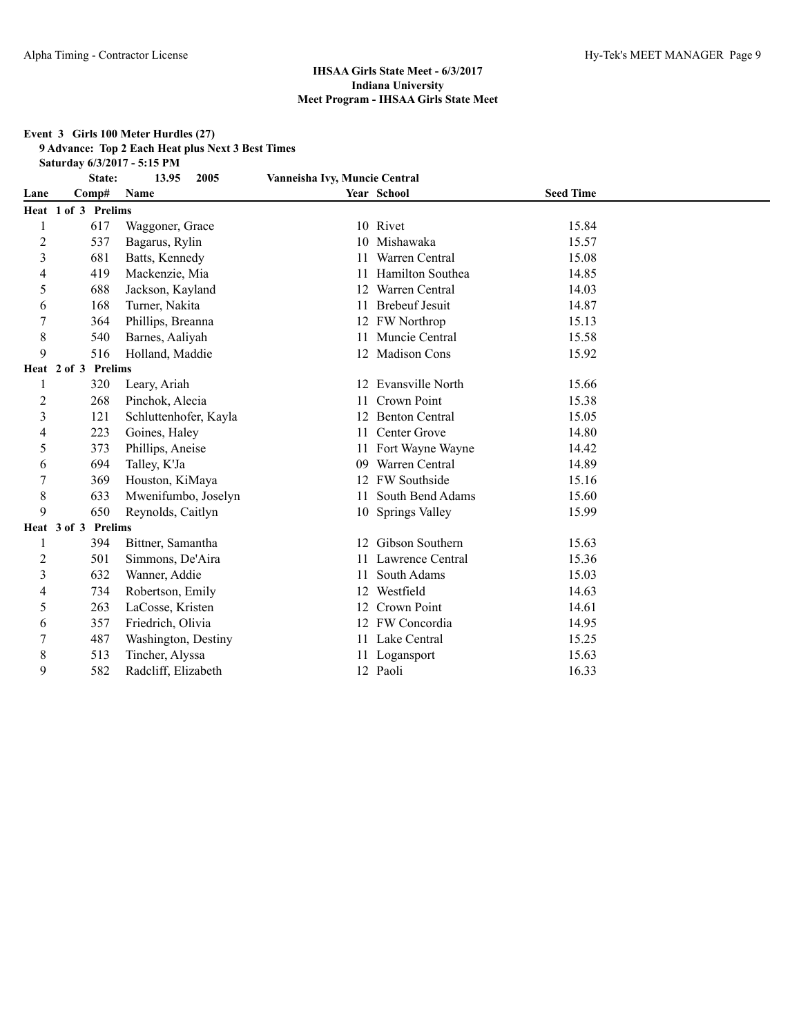**IHSAA Girls State Meet - 6/3/2017**
**Indiana University**
**Meet Program - IHSAA Girls State Meet**

**Event 3 Girls 100 Meter Hurdles (27)**
**9 Advance: Top 2 Each Heat plus Next 3 Best Times**
**Saturday 6/3/2017 - 5:15 PM**

| | State: | 13.95 | 2005 | Vanneisha Ivy, Muncie Central | |
|---|---|---|---|---|---|
| **Lane** | **Comp#** | **Name** | **Year** | **School** | **Seed Time** |
| **Heat 1 of 3 Prelims** | | | | | |
| 1 | 617 | Waggoner, Grace | 10 | Rivet | 15.84 |
| 2 | 537 | Bagarus, Rylin | 10 | Mishawaka | 15.57 |
| 3 | 681 | Batts, Kennedy | 11 | Warren Central | 15.08 |
| 4 | 419 | Mackenzie, Mia | 11 | Hamilton Southea | 14.85 |
| 5 | 688 | Jackson, Kayland | 12 | Warren Central | 14.03 |
| 6 | 168 | Turner, Nakita | 11 | Brebeuf Jesuit | 14.87 |
| 7 | 364 | Phillips, Breanna | 12 | FW Northrop | 15.13 |
| 8 | 540 | Barnes, Aaliyah | 11 | Muncie Central | 15.58 |
| 9 | 516 | Holland, Maddie | 12 | Madison Cons | 15.92 |
| **Heat 2 of 3 Prelims** | | | | | |
| 1 | 320 | Leary, Ariah | 12 | Evansville North | 15.66 |
| 2 | 268 | Pinchok, Alecia | 11 | Crown Point | 15.38 |
| 3 | 121 | Schluttenhofer, Kayla | 12 | Benton Central | 15.05 |
| 4 | 223 | Goines, Haley | 11 | Center Grove | 14.80 |
| 5 | 373 | Phillips, Aneise | 11 | Fort Wayne Wayne | 14.42 |
| 6 | 694 | Talley, K'Ja | 09 | Warren Central | 14.89 |
| 7 | 369 | Houston, KiMaya | 12 | FW Southside | 15.16 |
| 8 | 633 | Mwenifumbo, Joselyn | 11 | South Bend Adams | 15.60 |
| 9 | 650 | Reynolds, Caitlyn | 10 | Springs Valley | 15.99 |
| **Heat 3 of 3 Prelims** | | | | | |
| 1 | 394 | Bittner, Samantha | 12 | Gibson Southern | 15.63 |
| 2 | 501 | Simmons, De'Aira | 11 | Lawrence Central | 15.36 |
| 3 | 632 | Wanner, Addie | 11 | South Adams | 15.03 |
| 4 | 734 | Robertson, Emily | 12 | Westfield | 14.63 |
| 5 | 263 | LaCosse, Kristen | 12 | Crown Point | 14.61 |
| 6 | 357 | Friedrich, Olivia | 12 | FW Concordia | 14.95 |
| 7 | 487 | Washington, Destiny | 11 | Lake Central | 15.25 |
| 8 | 513 | Tincher, Alyssa | 11 | Logansport | 15.63 |
| 9 | 582 | Radcliff, Elizabeth | 12 | Paoli | 16.33 |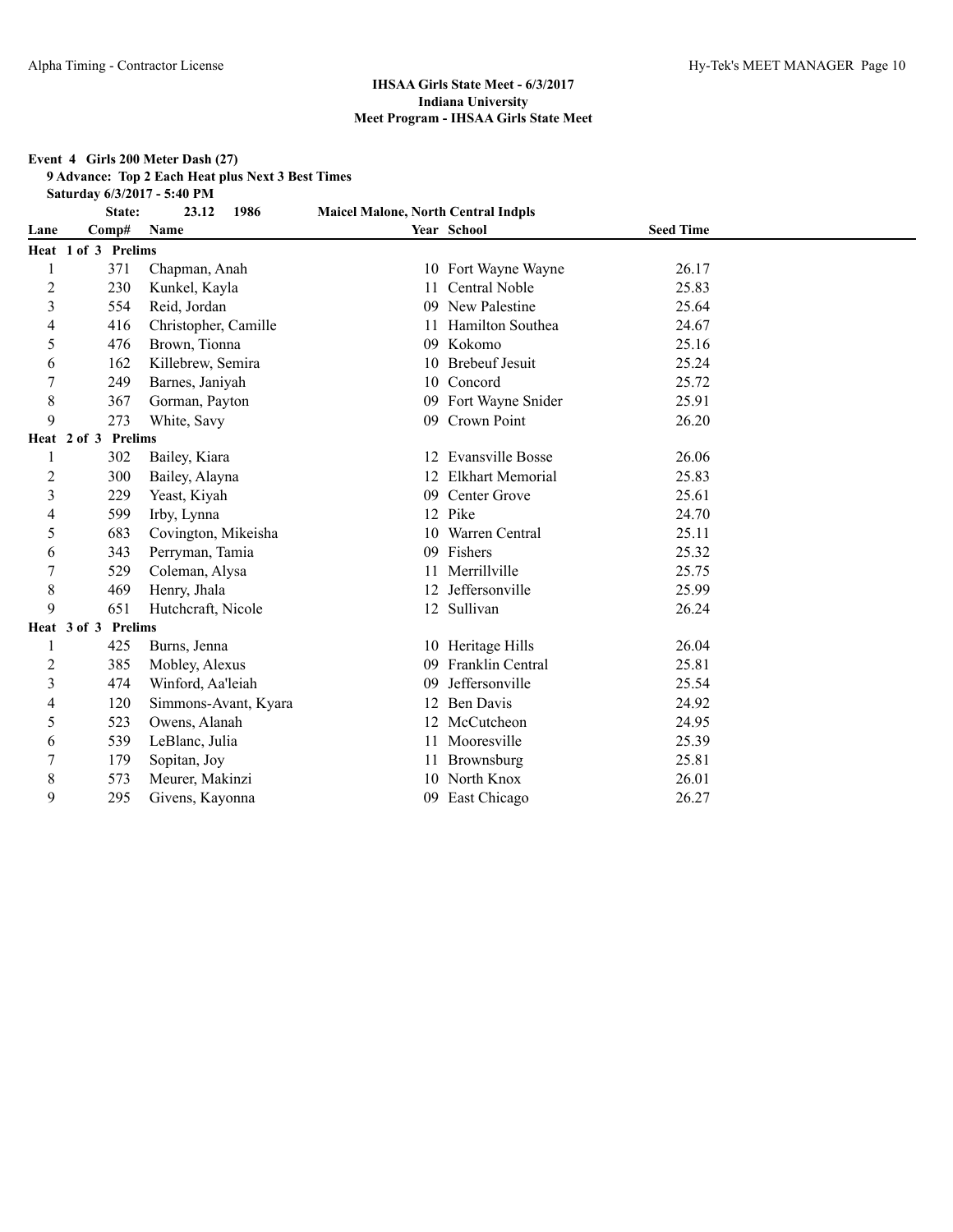**IHSAA Girls State Meet - 6/3/2017**
**Indiana University**
**Meet Program - IHSAA Girls State Meet**

**Event 4 Girls 200 Meter Dash (27)**
**9 Advance: Top 2 Each Heat plus Next 3 Best Times**
**Saturday 6/3/2017 - 5:40 PM**

| | State: | 23.12 1986 | Maicel Malone, North Central Indpls | | |
|---|---|---|---|---|---|
| **Lane** | **Comp#** | **Name** | **Year** | **School** | **Seed Time** |
| **Heat 1 of 3 Prelims** | | | | | |
| 1 | 371 | Chapman, Anah | 10 | Fort Wayne Wayne | 26.17 |
| 2 | 230 | Kunkel, Kayla | 11 | Central Noble | 25.83 |
| 3 | 554 | Reid, Jordan | 09 | New Palestine | 25.64 |
| 4 | 416 | Christopher, Camille | 11 | Hamilton Southea | 24.67 |
| 5 | 476 | Brown, Tionna | 09 | Kokomo | 25.16 |
| 6 | 162 | Killebrew, Semira | 10 | Brebeuf Jesuit | 25.24 |
| 7 | 249 | Barnes, Janiyah | 10 | Concord | 25.72 |
| 8 | 367 | Gorman, Payton | 09 | Fort Wayne Snider | 25.91 |
| 9 | 273 | White, Savy | 09 | Crown Point | 26.20 |
| **Heat 2 of 3 Prelims** | | | | | |
| 1 | 302 | Bailey, Kiara | 12 | Evansville Bosse | 26.06 |
| 2 | 300 | Bailey, Alayna | 12 | Elkhart Memorial | 25.83 |
| 3 | 229 | Yeast, Kiyah | 09 | Center Grove | 25.61 |
| 4 | 599 | Irby, Lynna | 12 | Pike | 24.70 |
| 5 | 683 | Covington, Mikeisha | 10 | Warren Central | 25.11 |
| 6 | 343 | Perryman, Tamia | 09 | Fishers | 25.32 |
| 7 | 529 | Coleman, Alysa | 11 | Merrillville | 25.75 |
| 8 | 469 | Henry, Jhala | 12 | Jeffersonville | 25.99 |
| 9 | 651 | Hutchcraft, Nicole | 12 | Sullivan | 26.24 |
| **Heat 3 of 3 Prelims** | | | | | |
| 1 | 425 | Burns, Jenna | 10 | Heritage Hills | 26.04 |
| 2 | 385 | Mobley, Alexus | 09 | Franklin Central | 25.81 |
| 3 | 474 | Winford, Aa'leiah | 09 | Jeffersonville | 25.54 |
| 4 | 120 | Simmons-Avant, Kyara | 12 | Ben Davis | 24.92 |
| 5 | 523 | Owens, Alanah | 12 | McCutcheon | 24.95 |
| 6 | 539 | LeBlanc, Julia | 11 | Mooresville | 25.39 |
| 7 | 179 | Sopitan, Joy | 11 | Brownsburg | 25.81 |
| 8 | 573 | Meurer, Makinzi | 10 | North Knox | 26.01 |
| 9 | 295 | Givens, Kayonna | 09 | East Chicago | 26.27 |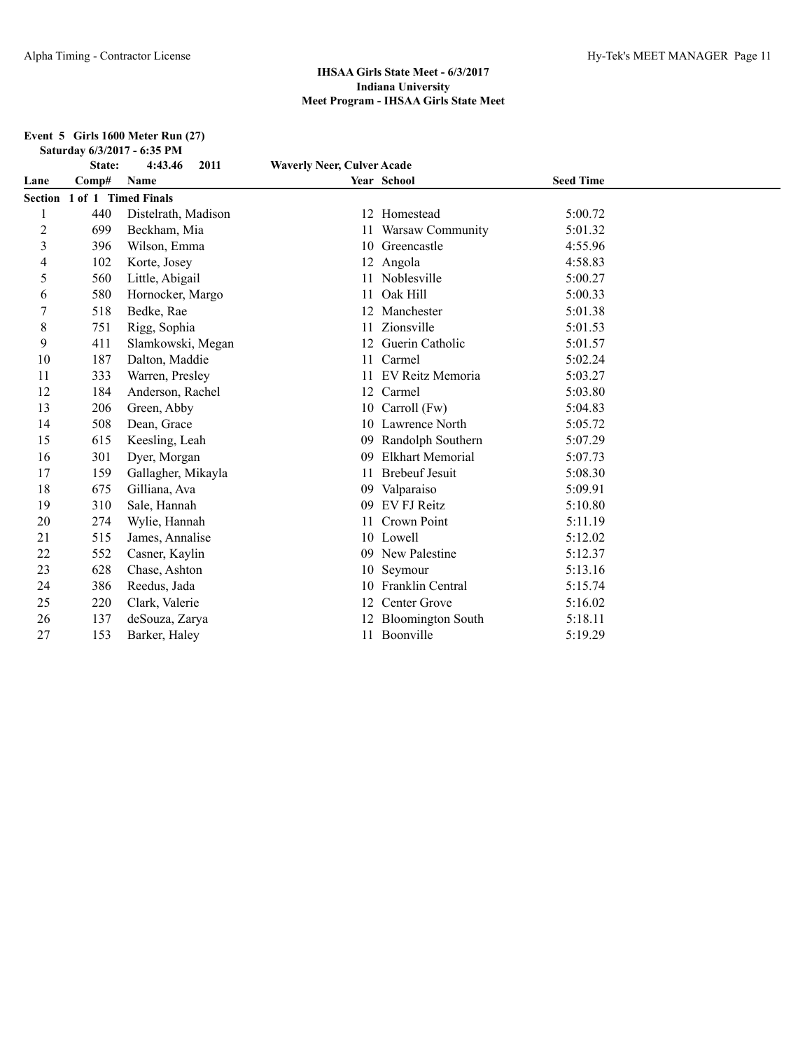**IHSAA Girls State Meet - 6/3/2017**
**Indiana University**
**Meet Program - IHSAA Girls State Meet**

**Event 5 Girls 1600 Meter Run (27)**

**Saturday 6/3/2017 - 6:35 PM**

**State: 4:43.46 2011 Waverly Neer, Culver Acade**

| Lane | Comp# | Name | Year | School | Seed Time |
|---|---|---|---|---|---|
| **Section 1 of 1 Timed Finals** | | | | | |
| 1 | 440 | Distelrath, Madison | 12 | Homestead | 5:00.72 |
| 2 | 699 | Beckham, Mia | 11 | Warsaw Community | 5:01.32 |
| 3 | 396 | Wilson, Emma | 10 | Greencastle | 4:55.96 |
| 4 | 102 | Korte, Josey | 12 | Angola | 4:58.83 |
| 5 | 560 | Little, Abigail | 11 | Noblesville | 5:00.27 |
| 6 | 580 | Hornocker, Margo | 11 | Oak Hill | 5:00.33 |
| 7 | 518 | Bedke, Rae | 12 | Manchester | 5:01.38 |
| 8 | 751 | Rigg, Sophia | 11 | Zionsville | 5:01.53 |
| 9 | 411 | Slamkowski, Megan | 12 | Guerin Catholic | 5:01.57 |
| 10 | 187 | Dalton, Maddie | 11 | Carmel | 5:02.24 |
| 11 | 333 | Warren, Presley | 11 | EV Reitz Memoria | 5:03.27 |
| 12 | 184 | Anderson, Rachel | 12 | Carmel | 5:03.80 |
| 13 | 206 | Green, Abby | 10 | Carroll (Fw) | 5:04.83 |
| 14 | 508 | Dean, Grace | 10 | Lawrence North | 5:05.72 |
| 15 | 615 | Keesling, Leah | 09 | Randolph Southern | 5:07.29 |
| 16 | 301 | Dyer, Morgan | 09 | Elkhart Memorial | 5:07.73 |
| 17 | 159 | Gallagher, Mikayla | 11 | Brebeuf Jesuit | 5:08.30 |
| 18 | 675 | Gilliana, Ava | 09 | Valparaiso | 5:09.91 |
| 19 | 310 | Sale, Hannah | 09 | EV FJ Reitz | 5:10.80 |
| 20 | 274 | Wylie, Hannah | 11 | Crown Point | 5:11.19 |
| 21 | 515 | James, Annalise | 10 | Lowell | 5:12.02 |
| 22 | 552 | Casner, Kaylin | 09 | New Palestine | 5:12.37 |
| 23 | 628 | Chase, Ashton | 10 | Seymour | 5:13.16 |
| 24 | 386 | Reedus, Jada | 10 | Franklin Central | 5:15.74 |
| 25 | 220 | Clark, Valerie | 12 | Center Grove | 5:16.02 |
| 26 | 137 | deSouza, Zarya | 12 | Bloomington South | 5:18.11 |
| 27 | 153 | Barker, Haley | 11 | Boonville | 5:19.29 |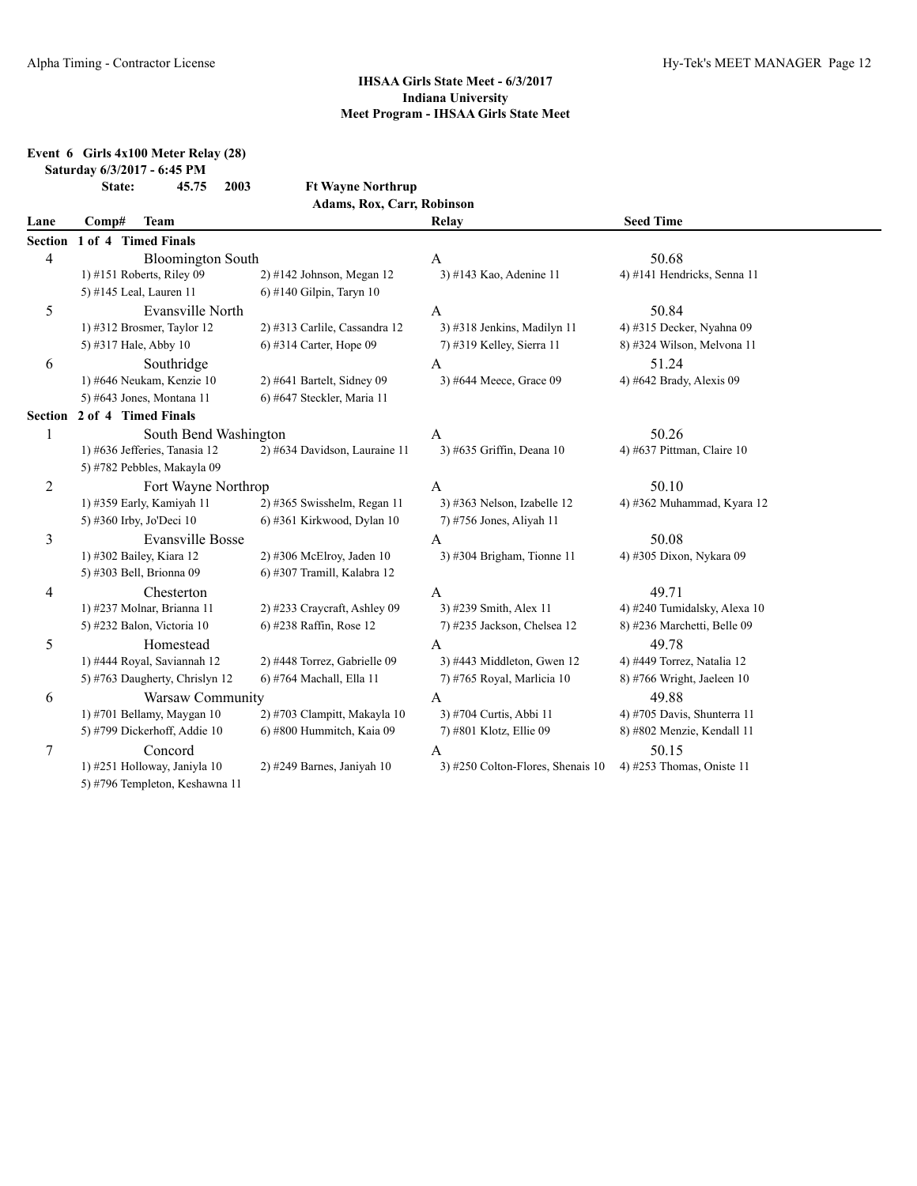## IHSAA Girls State Meet - 6/3/2017
## Indiana University
## Meet Program - IHSAA Girls State Meet

**Event 6 Girls 4x100 Meter Relay (28)**

**Saturday 6/3/2017 - 6:45 PM**

**State: 45.75 2003 Ft Wayne Northrup**
**Adams, Rox, Carr, Robinson**

| Lane | Comp# Team | | Relay | Seed Time |
|---|---|---|---|---|
| **Section 1 of 4 Timed Finals** | | | | |
| 4 | Bloomington South | | A | 50.68 |
| | 1) #151 Roberts, Riley 09 | 2) #142 Johnson, Megan 12 | 3) #143 Kao, Adenine 11 | 4) #141 Hendricks, Senna 11 |
| | 5) #145 Leal, Lauren 11 | 6) #140 Gilpin, Taryn 10 | | |
| 5 | Evansville North | | A | 50.84 |
| | 1) #312 Brosmer, Taylor 12 | 2) #313 Carlile, Cassandra 12 | 3) #318 Jenkins, Madilyn 11 | 4) #315 Decker, Nyahna 09 |
| | 5) #317 Hale, Abby 10 | 6) #314 Carter, Hope 09 | 7) #319 Kelley, Sierra 11 | 8) #324 Wilson, Melvona 11 |
| 6 | Southridge | | A | 51.24 |
| | 1) #646 Neukam, Kenzie 10 | 2) #641 Bartelt, Sidney 09 | 3) #644 Meece, Grace 09 | 4) #642 Brady, Alexis 09 |
| | 5) #643 Jones, Montana 11 | 6) #647 Steckler, Maria 11 | | |
| **Section 2 of 4 Timed Finals** | | | | |
| 1 | South Bend Washington | | A | 50.26 |
| | 1) #636 Jefferies, Tanasia 12 | 2) #634 Davidson, Lauraine 11 | 3) #635 Griffin, Deana 10 | 4) #637 Pittman, Claire 10 |
| | 5) #782 Pebbles, Makayla 09 | | | |
| 2 | Fort Wayne Northrop | | A | 50.10 |
| | 1) #359 Early, Kamiyah 11 | 2) #365 Swisshelm, Regan 11 | 3) #363 Nelson, Izabelle 12 | 4) #362 Muhammad, Kyara 12 |
| | 5) #360 Irby, Jo'Deci 10 | 6) #361 Kirkwood, Dylan 10 | 7) #756 Jones, Aliyah 11 | |
| 3 | Evansville Bosse | | A | 50.08 |
| | 1) #302 Bailey, Kiara 12 | 2) #306 McElroy, Jaden 10 | 3) #304 Brigham, Tionne 11 | 4) #305 Dixon, Nykara 09 |
| | 5) #303 Bell, Brionna 09 | 6) #307 Tramill, Kalabra 12 | | |
| 4 | Chesterton | | A | 49.71 |
| | 1) #237 Molnar, Brianna 11 | 2) #233 Craycraft, Ashley 09 | 3) #239 Smith, Alex 11 | 4) #240 Tumidalsky, Alexa 10 |
| | 5) #232 Balon, Victoria 10 | 6) #238 Raffin, Rose 12 | 7) #235 Jackson, Chelsea 12 | 8) #236 Marchetti, Belle 09 |
| 5 | Homestead | | A | 49.78 |
| | 1) #444 Royal, Saviannah 12 | 2) #448 Torrez, Gabrielle 09 | 3) #443 Middleton, Gwen 12 | 4) #449 Torrez, Natalia 12 |
| | 5) #763 Daugherty, Chrislyn 12 | 6) #764 Machall, Ella 11 | 7) #765 Royal, Marlicia 10 | 8) #766 Wright, Jaeleen 10 |
| 6 | Warsaw Community | | A | 49.88 |
| | 1) #701 Bellamy, Maygan 10 | 2) #703 Clampitt, Makayla 10 | 3) #704 Curtis, Abbi 11 | 4) #705 Davis, Shunterra 11 |
| | 5) #799 Dickerhoff, Addie 10 | 6) #800 Hummitch, Kaia 09 | 7) #801 Klotz, Ellie 09 | 8) #802 Menzie, Kendall 11 |
| 7 | Concord | | A | 50.15 |
| | 1) #251 Holloway, Janiyla 10 | 2) #249 Barnes, Janiyah 10 | 3) #250 Colton-Flores, Shenais 10 | 4) #253 Thomas, Oniste 11 |
| | 5) #796 Templeton, Keshawna 11 | | | |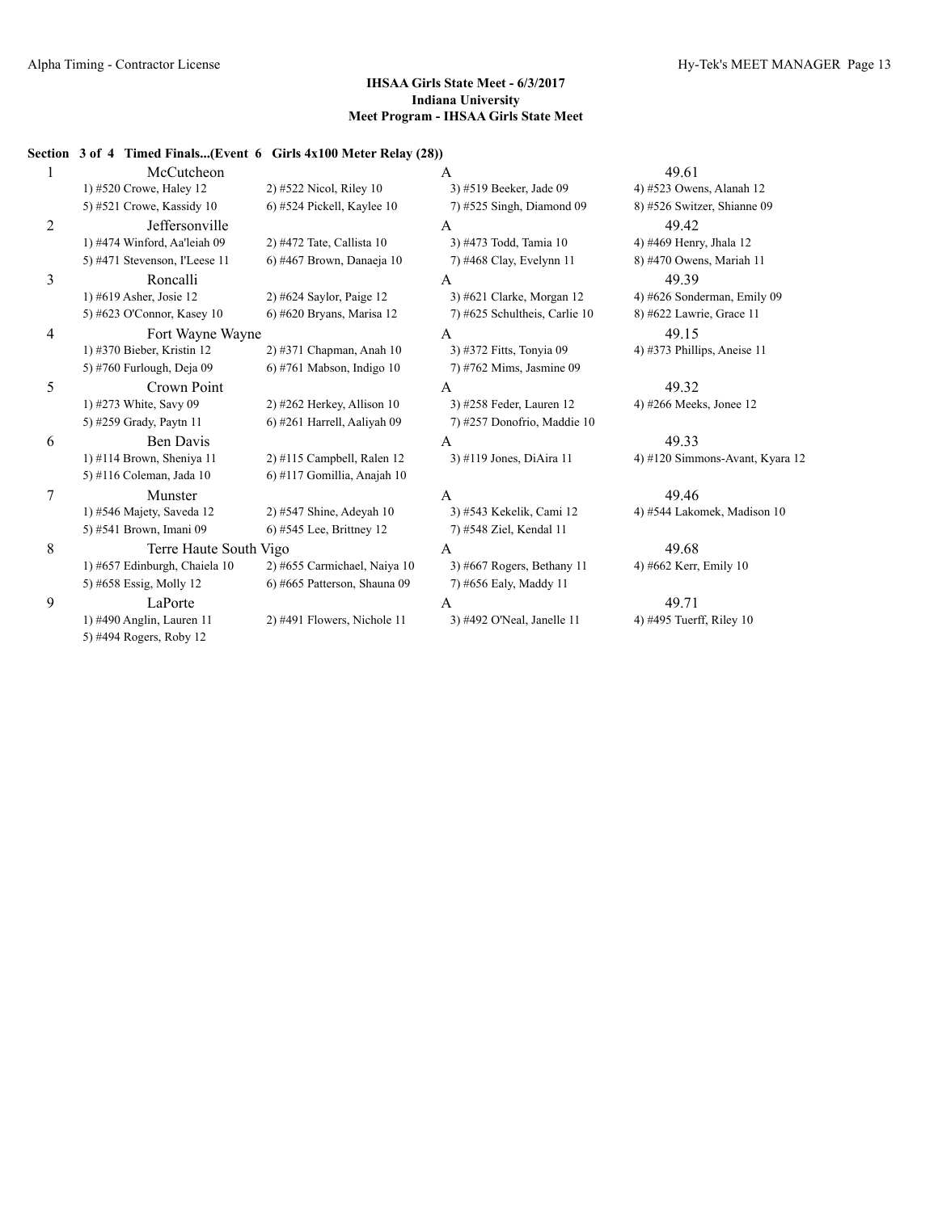**IHSAA Girls State Meet - 6/3/2017**
**Indiana University**
**Meet Program - IHSAA Girls State Meet**

**Section 3 of 4 Timed Finals...(Event 6 Girls 4x100 Meter Relay (28))**

| Lane | Team | Relay | Seed Time |
|---|---|---|---|
| 1 | McCutcheon | A | 49.61 |
| | 1) #520 Crowe, Haley 12 | 2) #522 Nicol, Riley 10 | 3) #519 Beeker, Jade 09 | 4) #523 Owens, Alanah 12 |
| | 5) #521 Crowe, Kassidy 10 | 6) #524 Pickell, Kaylee 10 | 7) #525 Singh, Diamond 09 | 8) #526 Switzer, Shianne 09 |
| 2 | Jeffersonville | A | 49.42 |
| | 1) #474 Winford, Aa'leiah 09 | 2) #472 Tate, Callista 10 | 3) #473 Todd, Tamia 10 | 4) #469 Henry, Jhala 12 |
| | 5) #471 Stevenson, I'Leese 11 | 6) #467 Brown, Danaeja 10 | 7) #468 Clay, Evelynn 11 | 8) #470 Owens, Mariah 11 |
| 3 | Roncalli | A | 49.39 |
| | 1) #619 Asher, Josie 12 | 2) #624 Saylor, Paige 12 | 3) #621 Clarke, Morgan 12 | 4) #626 Sonderman, Emily 09 |
| | 5) #623 O'Connor, Kasey 10 | 6) #620 Bryans, Marisa 12 | 7) #625 Schultheis, Carlie 10 | 8) #622 Lawrie, Grace 11 |
| 4 | Fort Wayne Wayne | A | 49.15 |
| | 1) #370 Bieber, Kristin 12 | 2) #371 Chapman, Anah 10 | 3) #372 Fitts, Tonyia 09 | 4) #373 Phillips, Aneise 11 |
| | 5) #760 Furlough, Deja 09 | 6) #761 Mabson, Indigo 10 | 7) #762 Mims, Jasmine 09 | |
| 5 | Crown Point | A | 49.32 |
| | 1) #273 White, Savy 09 | 2) #262 Herkey, Allison 10 | 3) #258 Feder, Lauren 12 | 4) #266 Meeks, Jonee 12 |
| | 5) #259 Grady, Paytn 11 | 6) #261 Harrell, Aaliyah 09 | 7) #257 Donofrio, Maddie 10 | |
| 6 | Ben Davis | A | 49.33 |
| | 1) #114 Brown, Sheniya 11 | 2) #115 Campbell, Ralen 12 | 3) #119 Jones, DiAira 11 | 4) #120 Simmons-Avant, Kyara 12 |
| | 5) #116 Coleman, Jada 10 | 6) #117 Gomillia, Anajah 10 | | |
| 7 | Munster | A | 49.46 |
| | 1) #546 Majety, Saveda 12 | 2) #547 Shine, Adeyah 10 | 3) #543 Kekelik, Cami 12 | 4) #544 Lakomek, Madison 10 |
| | 5) #541 Brown, Imani 09 | 6) #545 Lee, Brittney 12 | 7) #548 Ziel, Kendal 11 | |
| 8 | Terre Haute South Vigo | A | 49.68 |
| | 1) #657 Edinburgh, Chaiela 10 | 2) #655 Carmichael, Naiya 10 | 3) #667 Rogers, Bethany 11 | 4) #662 Kerr, Emily 10 |
| | 5) #658 Essig, Molly 12 | 6) #665 Patterson, Shauna 09 | 7) #656 Ealy, Maddy 11 | |
| 9 | LaPorte | A | 49.71 |
| | 1) #490 Anglin, Lauren 11 | 2) #491 Flowers, Nichole 11 | 3) #492 O'Neal, Janelle 11 | 4) #495 Tuerff, Riley 10 |
| | 5) #494 Rogers, Roby 12 | | | |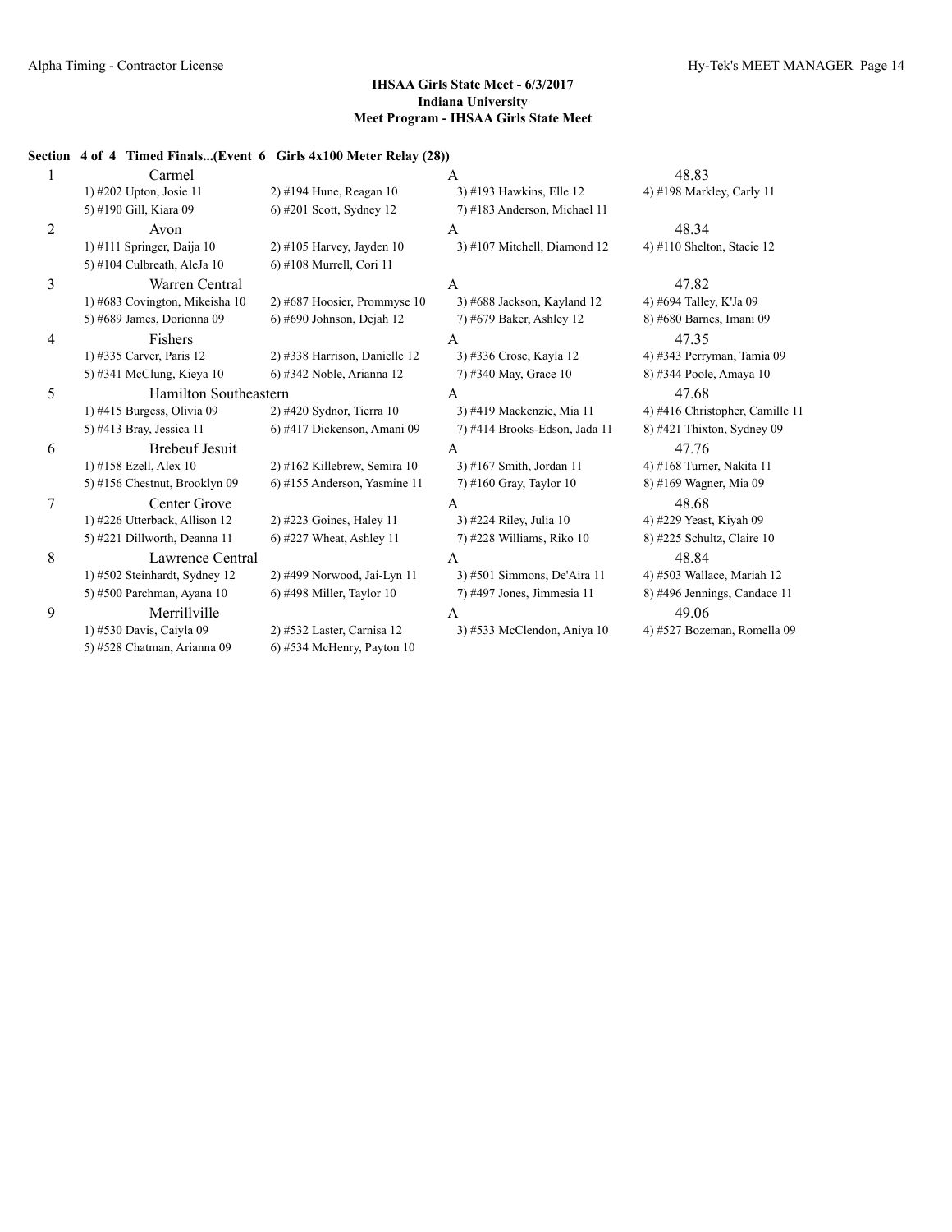## IHSAA Girls State Meet - 6/3/2017
### Indiana University
### Meet Program - IHSAA Girls State Meet

**Section 4 of 4 Timed Finals...(Event 6 Girls 4x100 Meter Relay (28))**

| Lane | Team | | Relay | Seed |
|---|---|---|---|---|
| 1 | Carmel | | A | 48.83 |
| | 1) #202 Upton, Josie 11 | 2) #194 Hune, Reagan 10 | 3) #193 Hawkins, Elle 12 | 4) #198 Markley, Carly 11 |
| | 5) #190 Gill, Kiara 09 | 6) #201 Scott, Sydney 12 | 7) #183 Anderson, Michael 11 | |
| 2 | Avon | | A | 48.34 |
| | 1) #111 Springer, Daija 10 | 2) #105 Harvey, Jayden 10 | 3) #107 Mitchell, Diamond 12 | 4) #110 Shelton, Stacie 12 |
| | 5) #104 Culbreath, AleJa 10 | 6) #108 Murrell, Cori 11 | | |
| 3 | Warren Central | | A | 47.82 |
| | 1) #683 Covington, Mikeisha 10 | 2) #687 Hoosier, Prommyse 10 | 3) #688 Jackson, Kayland 12 | 4) #694 Talley, K'Ja 09 |
| | 5) #689 James, Dorionna 09 | 6) #690 Johnson, Dejah 12 | 7) #679 Baker, Ashley 12 | 8) #680 Barnes, Imani 09 |
| 4 | Fishers | | A | 47.35 |
| | 1) #335 Carver, Paris 12 | 2) #338 Harrison, Danielle 12 | 3) #336 Crose, Kayla 12 | 4) #343 Perryman, Tamia 09 |
| | 5) #341 McClung, Kieya 10 | 6) #342 Noble, Arianna 12 | 7) #340 May, Grace 10 | 8) #344 Poole, Amaya 10 |
| 5 | Hamilton Southeastern | | A | 47.68 |
| | 1) #415 Burgess, Olivia 09 | 2) #420 Sydnor, Tierra 10 | 3) #419 Mackenzie, Mia 11 | 4) #416 Christopher, Camille 11 |
| | 5) #413 Bray, Jessica 11 | 6) #417 Dickenson, Amani 09 | 7) #414 Brooks-Edson, Jada 11 | 8) #421 Thixton, Sydney 09 |
| 6 | Brebeuf Jesuit | | A | 47.76 |
| | 1) #158 Ezell, Alex 10 | 2) #162 Killebrew, Semira 10 | 3) #167 Smith, Jordan 11 | 4) #168 Turner, Nakita 11 |
| | 5) #156 Chestnut, Brooklyn 09 | 6) #155 Anderson, Yasmine 11 | 7) #160 Gray, Taylor 10 | 8) #169 Wagner, Mia 09 |
| 7 | Center Grove | | A | 48.68 |
| | 1) #226 Utterback, Allison 12 | 2) #223 Goines, Haley 11 | 3) #224 Riley, Julia 10 | 4) #229 Yeast, Kiyah 09 |
| | 5) #221 Dillworth, Deanna 11 | 6) #227 Wheat, Ashley 11 | 7) #228 Williams, Riko 10 | 8) #225 Schultz, Claire 10 |
| 8 | Lawrence Central | | A | 48.84 |
| | 1) #502 Steinhardt, Sydney 12 | 2) #499 Norwood, Jai-Lyn 11 | 3) #501 Simmons, De'Aira 11 | 4) #503 Wallace, Mariah 12 |
| | 5) #500 Parchman, Ayana 10 | 6) #498 Miller, Taylor 10 | 7) #497 Jones, Jimmesia 11 | 8) #496 Jennings, Candace 11 |
| 9 | Merrillville | | A | 49.06 |
| | 1) #530 Davis, Caiyla 09 | 2) #532 Laster, Carnisa 12 | 3) #533 McClendon, Aniya 10 | 4) #527 Bozeman, Romella 09 |
| | 5) #528 Chatman, Arianna 09 | 6) #534 McHenry, Payton 10 | | |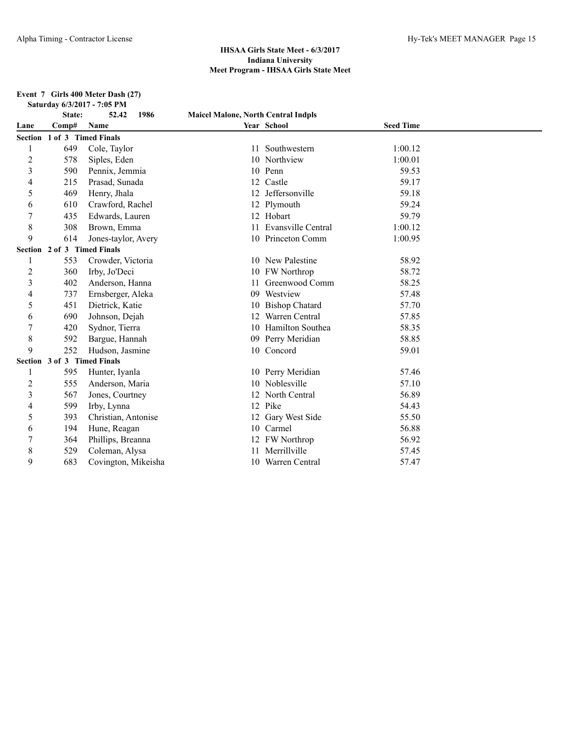# IHSAA Girls State Meet - 6/3/2017
## Indiana University
## Meet Program - IHSAA Girls State Meet

**Event 7 Girls 400 Meter Dash (27)**
**Saturday 6/3/2017 - 7:05 PM**

**State: 52.42 1986 Maicel Malone, North Central Indpls**

| Lane | Comp# | Name | Year | School | Seed Time |
|---|---|---|---|---|---|
| **Section 1 of 3 Timed Finals** | | | | | |
| 1 | 649 | Cole, Taylor | 11 | Southwestern | 1:00.12 |
| 2 | 578 | Siples, Eden | 10 | Northview | 1:00.01 |
| 3 | 590 | Pennix, Jemmia | 10 | Penn | 59.53 |
| 4 | 215 | Prasad, Sunada | 12 | Castle | 59.17 |
| 5 | 469 | Henry, Jhala | 12 | Jeffersonville | 59.18 |
| 6 | 610 | Crawford, Rachel | 12 | Plymouth | 59.24 |
| 7 | 435 | Edwards, Lauren | 12 | Hobart | 59.79 |
| 8 | 308 | Brown, Emma | 11 | Evansville Central | 1:00.12 |
| 9 | 614 | Jones-taylor, Avery | 10 | Princeton Comm | 1:00.95 |
| **Section 2 of 3 Timed Finals** | | | | | |
| 1 | 553 | Crowder, Victoria | 10 | New Palestine | 58.92 |
| 2 | 360 | Irby, Jo'Deci | 10 | FW Northrop | 58.72 |
| 3 | 402 | Anderson, Hanna | 11 | Greenwood Comm | 58.25 |
| 4 | 737 | Ernsberger, Aleka | 09 | Westview | 57.48 |
| 5 | 451 | Dietrick, Katie | 10 | Bishop Chatard | 57.70 |
| 6 | 690 | Johnson, Dejah | 12 | Warren Central | 57.85 |
| 7 | 420 | Sydnor, Tierra | 10 | Hamilton Southea | 58.35 |
| 8 | 592 | Bargue, Hannah | 09 | Perry Meridian | 58.85 |
| 9 | 252 | Hudson, Jasmine | 10 | Concord | 59.01 |
| **Section 3 of 3 Timed Finals** | | | | | |
| 1 | 595 | Hunter, Iyanla | 10 | Perry Meridian | 57.46 |
| 2 | 555 | Anderson, Maria | 10 | Noblesville | 57.10 |
| 3 | 567 | Jones, Courtney | 12 | North Central | 56.89 |
| 4 | 599 | Irby, Lynna | 12 | Pike | 54.43 |
| 5 | 393 | Christian, Antonise | 12 | Gary West Side | 55.50 |
| 6 | 194 | Hune, Reagan | 10 | Carmel | 56.88 |
| 7 | 364 | Phillips, Breanna | 12 | FW Northrop | 56.92 |
| 8 | 529 | Coleman, Alysa | 11 | Merrillville | 57.45 |
| 9 | 683 | Covington, Mikeisha | 10 | Warren Central | 57.47 |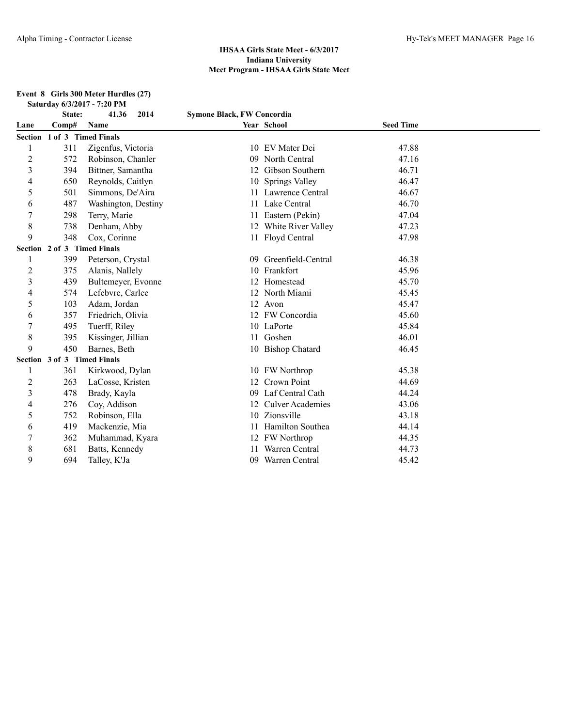**IHSAA Girls State Meet - 6/3/2017**
**Indiana University**
**Meet Program - IHSAA Girls State Meet**

**Event 8 Girls 300 Meter Hurdles (27)**
**Saturday 6/3/2017 - 7:20 PM**

**State: 41.36 2014 Symone Black, FW Concordia**

| Lane | Comp# | Name | Year | School | Seed Time |
|---|---|---|---|---|---|
| **Section 1 of 3 Timed Finals** | | | | | |
| 1 | 311 | Zigenfus, Victoria | 10 | EV Mater Dei | 47.88 |
| 2 | 572 | Robinson, Chanler | 09 | North Central | 47.16 |
| 3 | 394 | Bittner, Samantha | 12 | Gibson Southern | 46.71 |
| 4 | 650 | Reynolds, Caitlyn | 10 | Springs Valley | 46.47 |
| 5 | 501 | Simmons, De'Aira | 11 | Lawrence Central | 46.67 |
| 6 | 487 | Washington, Destiny | 11 | Lake Central | 46.70 |
| 7 | 298 | Terry, Marie | 11 | Eastern (Pekin) | 47.04 |
| 8 | 738 | Denham, Abby | 12 | White River Valley | 47.23 |
| 9 | 348 | Cox, Corinne | 11 | Floyd Central | 47.98 |
| **Section 2 of 3 Timed Finals** | | | | | |
| 1 | 399 | Peterson, Crystal | 09 | Greenfield-Central | 46.38 |
| 2 | 375 | Alanis, Nallely | 10 | Frankfort | 45.96 |
| 3 | 439 | Bultemeyer, Evonne | 12 | Homestead | 45.70 |
| 4 | 574 | Lefebvre, Carlee | 12 | North Miami | 45.45 |
| 5 | 103 | Adam, Jordan | 12 | Avon | 45.47 |
| 6 | 357 | Friedrich, Olivia | 12 | FW Concordia | 45.60 |
| 7 | 495 | Tuerff, Riley | 10 | LaPorte | 45.84 |
| 8 | 395 | Kissinger, Jillian | 11 | Goshen | 46.01 |
| 9 | 450 | Barnes, Beth | 10 | Bishop Chatard | 46.45 |
| **Section 3 of 3 Timed Finals** | | | | | |
| 1 | 361 | Kirkwood, Dylan | 10 | FW Northrop | 45.38 |
| 2 | 263 | LaCosse, Kristen | 12 | Crown Point | 44.69 |
| 3 | 478 | Brady, Kayla | 09 | Laf Central Cath | 44.24 |
| 4 | 276 | Coy, Addison | 12 | Culver Academies | 43.06 |
| 5 | 752 | Robinson, Ella | 10 | Zionsville | 43.18 |
| 6 | 419 | Mackenzie, Mia | 11 | Hamilton Southea | 44.14 |
| 7 | 362 | Muhammad, Kyara | 12 | FW Northrop | 44.35 |
| 8 | 681 | Batts, Kennedy | 11 | Warren Central | 44.73 |
| 9 | 694 | Talley, K'Ja | 09 | Warren Central | 45.42 |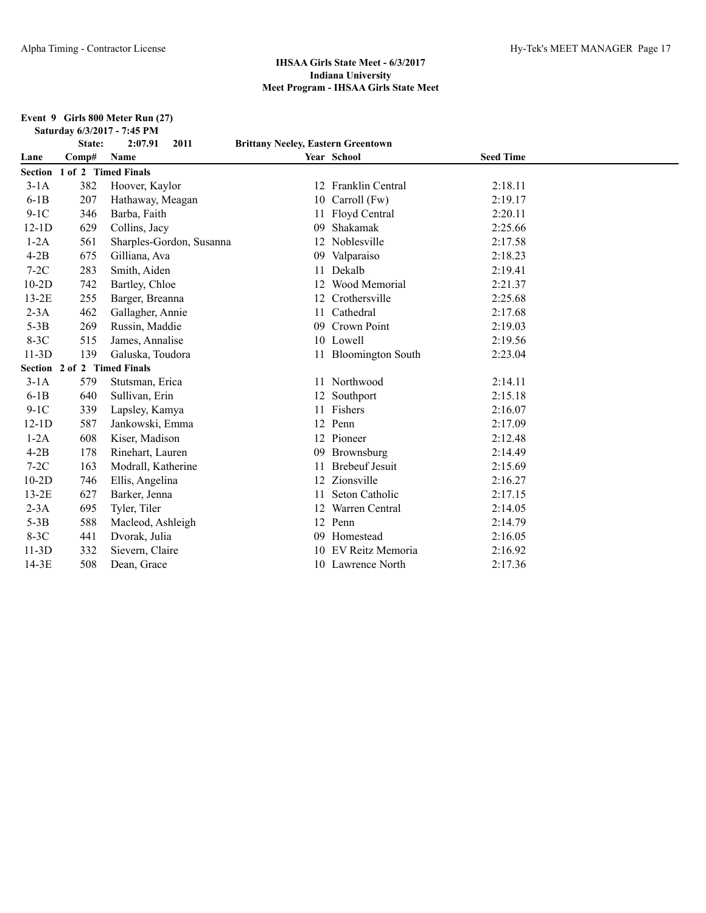## IHSAA Girls State Meet - 6/3/2017
## Indiana University
## Meet Program - IHSAA Girls State Meet

**Event 9 Girls 800 Meter Run (27)**

**Saturday 6/3/2017 - 7:45 PM**

**State: 2:07.91 2011 Brittany Neeley, Eastern Greentown**

| Lane | Comp# | Name | Year | School | Seed Time |
|---|---|---|---|---|---|
| **Section 1 of 2 Timed Finals** | | | | | |
| 3-1A | 382 | Hoover, Kaylor | 12 | Franklin Central | 2:18.11 |
| 6-1B | 207 | Hathaway, Meagan | 10 | Carroll (Fw) | 2:19.17 |
| 9-1C | 346 | Barba, Faith | 11 | Floyd Central | 2:20.11 |
| 12-1D | 629 | Collins, Jacy | 09 | Shakamak | 2:25.66 |
| 1-2A | 561 | Sharples-Gordon, Susanna | 12 | Noblesville | 2:17.58 |
| 4-2B | 675 | Gilliana, Ava | 09 | Valparaiso | 2:18.23 |
| 7-2C | 283 | Smith, Aiden | 11 | Dekalb | 2:19.41 |
| 10-2D | 742 | Bartley, Chloe | 12 | Wood Memorial | 2:21.37 |
| 13-2E | 255 | Barger, Breanna | 12 | Crothersville | 2:25.68 |
| 2-3A | 462 | Gallagher, Annie | 11 | Cathedral | 2:17.68 |
| 5-3B | 269 | Russin, Maddie | 09 | Crown Point | 2:19.03 |
| 8-3C | 515 | James, Annalise | 10 | Lowell | 2:19.56 |
| 11-3D | 139 | Galuska, Toudora | 11 | Bloomington South | 2:23.04 |
| **Section 2 of 2 Timed Finals** | | | | | |
| 3-1A | 579 | Stutsman, Erica | 11 | Northwood | 2:14.11 |
| 6-1B | 640 | Sullivan, Erin | 12 | Southport | 2:15.18 |
| 9-1C | 339 | Lapsley, Kamya | 11 | Fishers | 2:16.07 |
| 12-1D | 587 | Jankowski, Emma | 12 | Penn | 2:17.09 |
| 1-2A | 608 | Kiser, Madison | 12 | Pioneer | 2:12.48 |
| 4-2B | 178 | Rinehart, Lauren | 09 | Brownsburg | 2:14.49 |
| 7-2C | 163 | Modrall, Katherine | 11 | Brebeuf Jesuit | 2:15.69 |
| 10-2D | 746 | Ellis, Angelina | 12 | Zionsville | 2:16.27 |
| 13-2E | 627 | Barker, Jenna | 11 | Seton Catholic | 2:17.15 |
| 2-3A | 695 | Tyler, Tiler | 12 | Warren Central | 2:14.05 |
| 5-3B | 588 | Macleod, Ashleigh | 12 | Penn | 2:14.79 |
| 8-3C | 441 | Dvorak, Julia | 09 | Homestead | 2:16.05 |
| 11-3D | 332 | Sievern, Claire | 10 | EV Reitz Memoria | 2:16.92 |
| 14-3E | 508 | Dean, Grace | 10 | Lawrence North | 2:17.36 |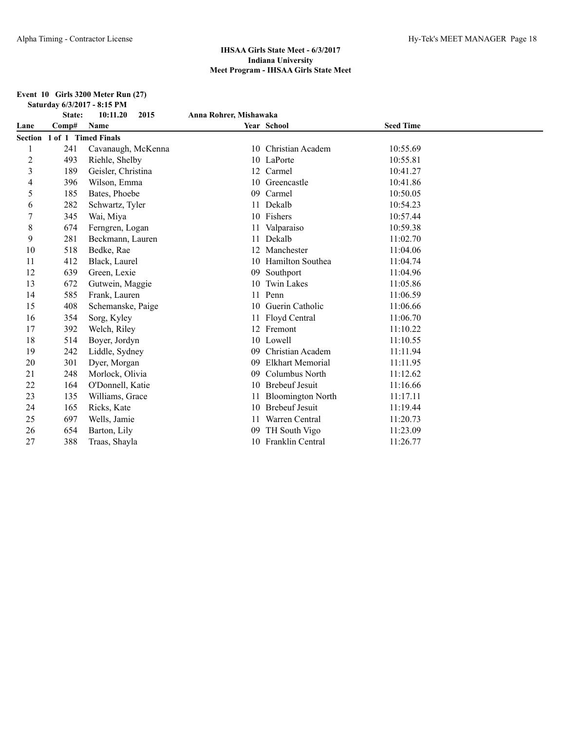# IHSAA Girls State Meet - 6/3/2017
## Indiana University
### Meet Program - IHSAA Girls State Meet

**Event 10 Girls 3200 Meter Run (27)**
**Saturday 6/3/2017 - 8:15 PM**

**State: 10:11.20 2015 Anna Rohrer, Mishawaka**

**Section 1 of 1 Timed Finals**

| Lane | Comp# | Name | Year | School | Seed Time |
|---|---|---|---|---|---|
| 1 | 241 | Cavanaugh, McKenna | 10 | Christian Academ | 10:55.69 |
| 2 | 493 | Riehle, Shelby | 10 | LaPorte | 10:55.81 |
| 3 | 189 | Geisler, Christina | 12 | Carmel | 10:41.27 |
| 4 | 396 | Wilson, Emma | 10 | Greencastle | 10:41.86 |
| 5 | 185 | Bates, Phoebe | 09 | Carmel | 10:50.05 |
| 6 | 282 | Schwartz, Tyler | 11 | Dekalb | 10:54.23 |
| 7 | 345 | Wai, Miya | 10 | Fishers | 10:57.44 |
| 8 | 674 | Ferngren, Logan | 11 | Valparaiso | 10:59.38 |
| 9 | 281 | Beckmann, Lauren | 11 | Dekalb | 11:02.70 |
| 10 | 518 | Bedke, Rae | 12 | Manchester | 11:04.06 |
| 11 | 412 | Black, Laurel | 10 | Hamilton Southea | 11:04.74 |
| 12 | 639 | Green, Lexie | 09 | Southport | 11:04.96 |
| 13 | 672 | Gutwein, Maggie | 10 | Twin Lakes | 11:05.86 |
| 14 | 585 | Frank, Lauren | 11 | Penn | 11:06.59 |
| 15 | 408 | Schemanske, Paige | 10 | Guerin Catholic | 11:06.66 |
| 16 | 354 | Sorg, Kyley | 11 | Floyd Central | 11:06.70 |
| 17 | 392 | Welch, Riley | 12 | Fremont | 11:10.22 |
| 18 | 514 | Boyer, Jordyn | 10 | Lowell | 11:10.55 |
| 19 | 242 | Liddle, Sydney | 09 | Christian Academ | 11:11.94 |
| 20 | 301 | Dyer, Morgan | 09 | Elkhart Memorial | 11:11.95 |
| 21 | 248 | Morlock, Olivia | 09 | Columbus North | 11:12.62 |
| 22 | 164 | O'Donnell, Katie | 10 | Brebeuf Jesuit | 11:16.66 |
| 23 | 135 | Williams, Grace | 11 | Bloomington North | 11:17.11 |
| 24 | 165 | Ricks, Kate | 10 | Brebeuf Jesuit | 11:19.44 |
| 25 | 697 | Wells, Jamie | 11 | Warren Central | 11:20.73 |
| 26 | 654 | Barton, Lily | 09 | TH South Vigo | 11:23.09 |
| 27 | 388 | Traas, Shayla | 10 | Franklin Central | 11:26.77 |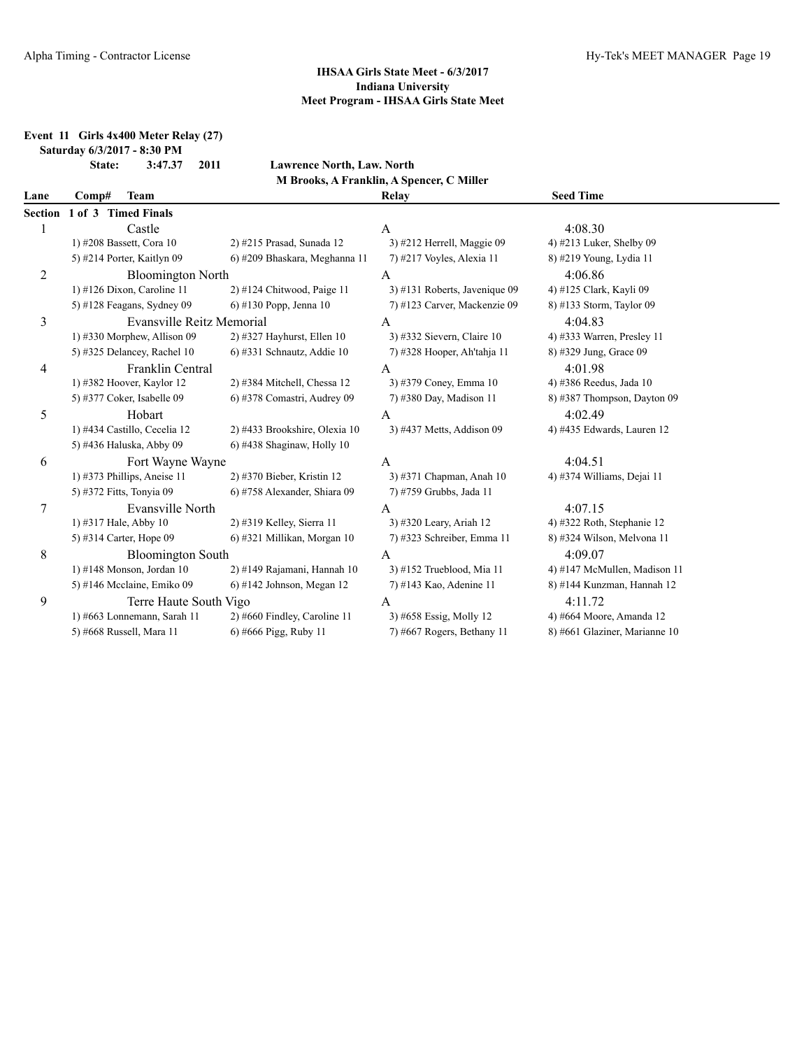## IHSAA Girls State Meet - 6/3/2017
## Indiana University
## Meet Program - IHSAA Girls State Meet

**Event 11 Girls 4x400 Meter Relay (27)**

**Saturday 6/3/2017 - 8:30 PM**

**State: 3:47.37 2011 Lawrence North, Law. North**
**M Brooks, A Franklin, A Spencer, C Miller**

| Lane | Comp# Team | | Relay | Seed Time |
|---|---|---|---|---|
| **Section 1 of 3 Timed Finals** | | | | |
| 1 | Castle | | A | 4:08.30 |
| | 1) #208 Bassett, Cora 10 | 2) #215 Prasad, Sunada 12 | 3) #212 Herrell, Maggie 09 | 4) #213 Luker, Shelby 09 |
| | 5) #214 Porter, Kaitlyn 09 | 6) #209 Bhaskara, Meghanna 11 | 7) #217 Voyles, Alexia 11 | 8) #219 Young, Lydia 11 |
| 2 | Bloomington North | | A | 4:06.86 |
| | 1) #126 Dixon, Caroline 11 | 2) #124 Chitwood, Paige 11 | 3) #131 Roberts, Javenique 09 | 4) #125 Clark, Kayli 09 |
| | 5) #128 Feagans, Sydney 09 | 6) #130 Popp, Jenna 10 | 7) #123 Carver, Mackenzie 09 | 8) #133 Storm, Taylor 09 |
| 3 | Evansville Reitz Memorial | | A | 4:04.83 |
| | 1) #330 Morphew, Allison 09 | 2) #327 Hayhurst, Ellen 10 | 3) #332 Sievern, Claire 10 | 4) #333 Warren, Presley 11 |
| | 5) #325 Delancey, Rachel 10 | 6) #331 Schnautz, Addie 10 | 7) #328 Hooper, Ah'tahja 11 | 8) #329 Jung, Grace 09 |
| 4 | Franklin Central | | A | 4:01.98 |
| | 1) #382 Hoover, Kaylor 12 | 2) #384 Mitchell, Chessa 12 | 3) #379 Coney, Emma 10 | 4) #386 Reedus, Jada 10 |
| | 5) #377 Coker, Isabelle 09 | 6) #378 Comastri, Audrey 09 | 7) #380 Day, Madison 11 | 8) #387 Thompson, Dayton 09 |
| 5 | Hobart | | A | 4:02.49 |
| | 1) #434 Castillo, Cecelia 12 | 2) #433 Brookshire, Olexia 10 | 3) #437 Metts, Addison 09 | 4) #435 Edwards, Lauren 12 |
| | 5) #436 Haluska, Abby 09 | 6) #438 Shaginaw, Holly 10 | | |
| 6 | Fort Wayne Wayne | | A | 4:04.51 |
| | 1) #373 Phillips, Aneise 11 | 2) #370 Bieber, Kristin 12 | 3) #371 Chapman, Anah 10 | 4) #374 Williams, Dejai 11 |
| | 5) #372 Fitts, Tonyia 09 | 6) #758 Alexander, Shiara 09 | 7) #759 Grubbs, Jada 11 | |
| 7 | Evansville North | | A | 4:07.15 |
| | 1) #317 Hale, Abby 10 | 2) #319 Kelley, Sierra 11 | 3) #320 Leary, Ariah 12 | 4) #322 Roth, Stephanie 12 |
| | 5) #314 Carter, Hope 09 | 6) #321 Millikan, Morgan 10 | 7) #323 Schreiber, Emma 11 | 8) #324 Wilson, Melvona 11 |
| 8 | Bloomington South | | A | 4:09.07 |
| | 1) #148 Monson, Jordan 10 | 2) #149 Rajamani, Hannah 10 | 3) #152 Trueblood, Mia 11 | 4) #147 McMullen, Madison 11 |
| | 5) #146 Mcclaine, Emiko 09 | 6) #142 Johnson, Megan 12 | 7) #143 Kao, Adenine 11 | 8) #144 Kunzman, Hannah 12 |
| 9 | Terre Haute South Vigo | | A | 4:11.72 |
| | 1) #663 Lonnemann, Sarah 11 | 2) #660 Findley, Caroline 11 | 3) #658 Essig, Molly 12 | 4) #664 Moore, Amanda 12 |
| | 5) #668 Russell, Mara 11 | 6) #666 Pigg, Ruby 11 | 7) #667 Rogers, Bethany 11 | 8) #661 Glaziner, Marianne 10 |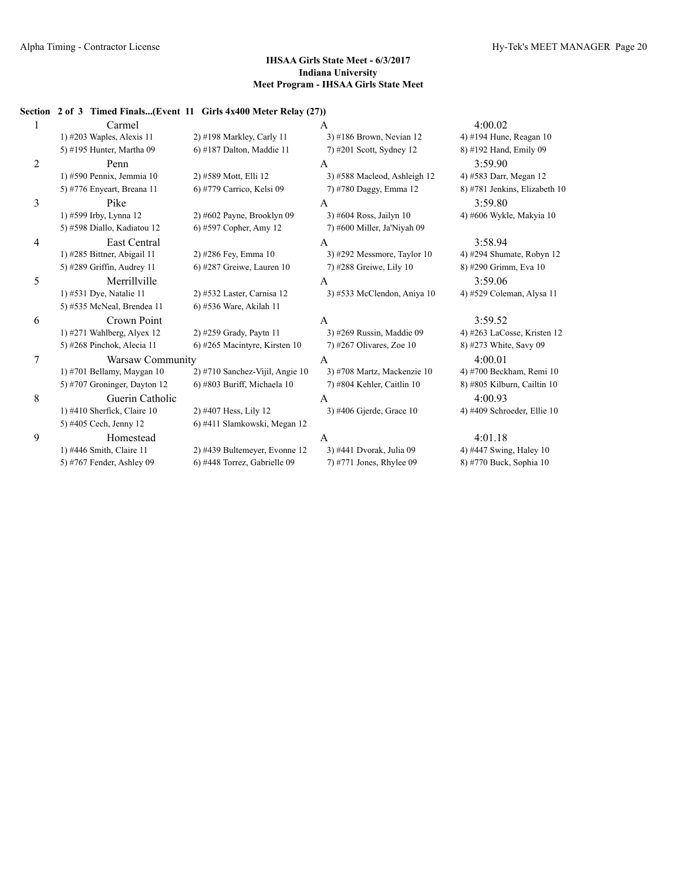**IHSAA Girls State Meet - 6/3/2017**
**Indiana University**
**Meet Program - IHSAA Girls State Meet**

### Section 2 of 3 Timed Finals...(Event 11 Girls 4x400 Meter Relay (27))

| Lane | Team | Relay | Seed Time |
|---|---|---|---|
| 1 | Carmel | A | 4:00.02 |
| | 1) #203 Waples, Alexis 11 | 2) #198 Markley, Carly 11 | 3) #186 Brown, Nevian 12 | 4) #194 Hune, Reagan 10 |
| | 5) #195 Hunter, Martha 09 | 6) #187 Dalton, Maddie 11 | 7) #201 Scott, Sydney 12 | 8) #192 Hand, Emily 09 |
| 2 | Penn | A | 3:59.90 |
| | 1) #590 Pennix, Jemmia 10 | 2) #589 Mott, Elli 12 | 3) #588 Macleod, Ashleigh 12 | 4) #583 Darr, Megan 12 |
| | 5) #776 Enyeart, Breana 11 | 6) #779 Carrico, Kelsi 09 | 7) #780 Daggy, Emma 12 | 8) #781 Jenkins, Elizabeth 10 |
| 3 | Pike | A | 3:59.80 |
| | 1) #599 Irby, Lynna 12 | 2) #602 Payne, Brooklyn 09 | 3) #604 Ross, Jailyn 10 | 4) #606 Wykle, Makyia 10 |
| | 5) #598 Diallo, Kadiatou 12 | 6) #597 Copher, Amy 12 | 7) #600 Miller, Ja'Niyah 09 | |
| 4 | East Central | A | 3:58.94 |
| | 1) #285 Bittner, Abigail 11 | 2) #286 Fey, Emma 10 | 3) #292 Messmore, Taylor 10 | 4) #294 Shumate, Robyn 12 |
| | 5) #289 Griffin, Audrey 11 | 6) #287 Greiwe, Lauren 10 | 7) #288 Greiwe, Lily 10 | 8) #290 Grimm, Eva 10 |
| 5 | Merrillville | A | 3:59.06 |
| | 1) #531 Dye, Natalie 11 | 2) #532 Laster, Carnisa 12 | 3) #533 McClendon, Aniya 10 | 4) #529 Coleman, Alysa 11 |
| | 5) #535 McNeal, Brendea 11 | 6) #536 Ware, Akilah 11 | | |
| 6 | Crown Point | A | 3:59.52 |
| | 1) #271 Wahlberg, Alyex 12 | 2) #259 Grady, Paytn 11 | 3) #269 Russin, Maddie 09 | 4) #263 LaCosse, Kristen 12 |
| | 5) #268 Pinchok, Alecia 11 | 6) #265 Macintyre, Kirsten 10 | 7) #267 Olivares, Zoe 10 | 8) #273 White, Savy 09 |
| 7 | Warsaw Community | A | 4:00.01 |
| | 1) #701 Bellamy, Maygan 10 | 2) #710 Sanchez-Vijil, Angie 10 | 3) #708 Martz, Mackenzie 10 | 4) #700 Beckham, Remi 10 |
| | 5) #707 Groninger, Dayton 12 | 6) #803 Buriff, Michaela 10 | 7) #804 Kehler, Caitlin 10 | 8) #805 Kilburn, Cailtin 10 |
| 8 | Guerin Catholic | A | 4:00.93 |
| | 1) #410 Sherfick, Claire 10 | 2) #407 Hess, Lily 12 | 3) #406 Gjerde, Grace 10 | 4) #409 Schroeder, Ellie 10 |
| | 5) #405 Cech, Jenny 12 | 6) #411 Slamkowski, Megan 12 | | |
| 9 | Homestead | A | 4:01.18 |
| | 1) #446 Smith, Claire 11 | 2) #439 Bultemeyer, Evonne 12 | 3) #441 Dvorak, Julia 09 | 4) #447 Swing, Haley 10 |
| | 5) #767 Fender, Ashley 09 | 6) #448 Torrez, Gabrielle 09 | 7) #771 Jones, Rhylee 09 | 8) #770 Buck, Sophia 10 |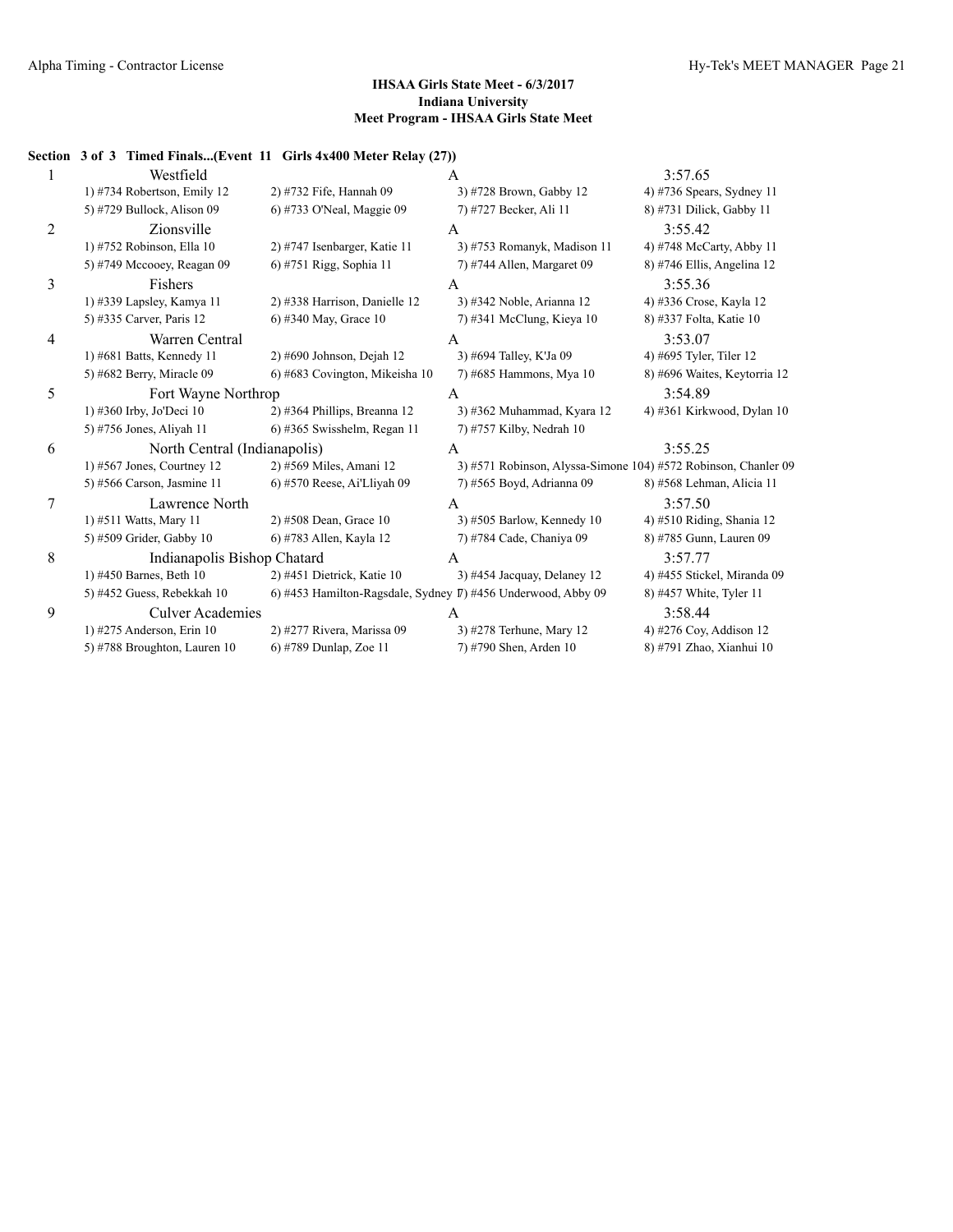### IHSAA Girls State Meet - 6/3/2017
### Indiana University
### Meet Program - IHSAA Girls State Meet

**Section 3 of 3 Timed Finals...(Event 11 Girls 4x400 Meter Relay (27))**

| | | | | |
|---|---|---|---|---|
| 1 | Westfield | | A | 3:57.65 |
| | 1) #734 Robertson, Emily 12 | 2) #732 Fife, Hannah 09 | 3) #728 Brown, Gabby 12 | 4) #736 Spears, Sydney 11 |
| | 5) #729 Bullock, Alison 09 | 6) #733 O'Neal, Maggie 09 | 7) #727 Becker, Ali 11 | 8) #731 Dilick, Gabby 11 |
| 2 | Zionsville | | A | 3:55.42 |
| | 1) #752 Robinson, Ella 10 | 2) #747 Isenbarger, Katie 11 | 3) #753 Romanyk, Madison 11 | 4) #748 McCarty, Abby 11 |
| | 5) #749 Mccooey, Reagan 09 | 6) #751 Rigg, Sophia 11 | 7) #744 Allen, Margaret 09 | 8) #746 Ellis, Angelina 12 |
| 3 | Fishers | | A | 3:55.36 |
| | 1) #339 Lapsley, Kamya 11 | 2) #338 Harrison, Danielle 12 | 3) #342 Noble, Arianna 12 | 4) #336 Crose, Kayla 12 |
| | 5) #335 Carver, Paris 12 | 6) #340 May, Grace 10 | 7) #341 McClung, Kieya 10 | 8) #337 Folta, Katie 10 |
| 4 | Warren Central | | A | 3:53.07 |
| | 1) #681 Batts, Kennedy 11 | 2) #690 Johnson, Dejah 12 | 3) #694 Talley, K'Ja 09 | 4) #695 Tyler, Tiler 12 |
| | 5) #682 Berry, Miracle 09 | 6) #683 Covington, Mikeisha 10 | 7) #685 Hammons, Mya 10 | 8) #696 Waites, Keytorria 12 |
| 5 | Fort Wayne Northrop | | A | 3:54.89 |
| | 1) #360 Irby, Jo'Deci 10 | 2) #364 Phillips, Breanna 12 | 3) #362 Muhammad, Kyara 12 | 4) #361 Kirkwood, Dylan 10 |
| | 5) #756 Jones, Aliyah 11 | 6) #365 Swisshelm, Regan 11 | 7) #757 Kilby, Nedrah 10 | |
| 6 | North Central (Indianapolis) | | A | 3:55.25 |
| | 1) #567 Jones, Courtney 12 | 2) #569 Miles, Amani 12 | 3) #571 Robinson, Alyssa-Simone 10 | 4) #572 Robinson, Chanler 09 |
| | 5) #566 Carson, Jasmine 11 | 6) #570 Reese, Ai'Lliyah 09 | 7) #565 Boyd, Adrianna 09 | 8) #568 Lehman, Alicia 11 |
| 7 | Lawrence North | | A | 3:57.50 |
| | 1) #511 Watts, Mary 11 | 2) #508 Dean, Grace 10 | 3) #505 Barlow, Kennedy 10 | 4) #510 Riding, Shania 12 |
| | 5) #509 Grider, Gabby 10 | 6) #783 Allen, Kayla 12 | 7) #784 Cade, Chaniya 09 | 8) #785 Gunn, Lauren 09 |
| 8 | Indianapolis Bishop Chatard | | A | 3:57.77 |
| | 1) #450 Barnes, Beth 10 | 2) #451 Dietrick, Katie 10 | 3) #454 Jacquay, Delaney 12 | 4) #455 Stickel, Miranda 09 |
| | 5) #452 Guess, Rebekkah 10 | 6) #453 Hamilton-Ragsdale, Sydney 11 | 7) #456 Underwood, Abby 09 | 8) #457 White, Tyler 11 |
| 9 | Culver Academies | | A | 3:58.44 |
| | 1) #275 Anderson, Erin 10 | 2) #277 Rivera, Marissa 09 | 3) #278 Terhune, Mary 12 | 4) #276 Coy, Addison 12 |
| | 5) #788 Broughton, Lauren 10 | 6) #789 Dunlap, Zoe 11 | 7) #790 Shen, Arden 10 | 8) #791 Zhao, Xianhui 10 |